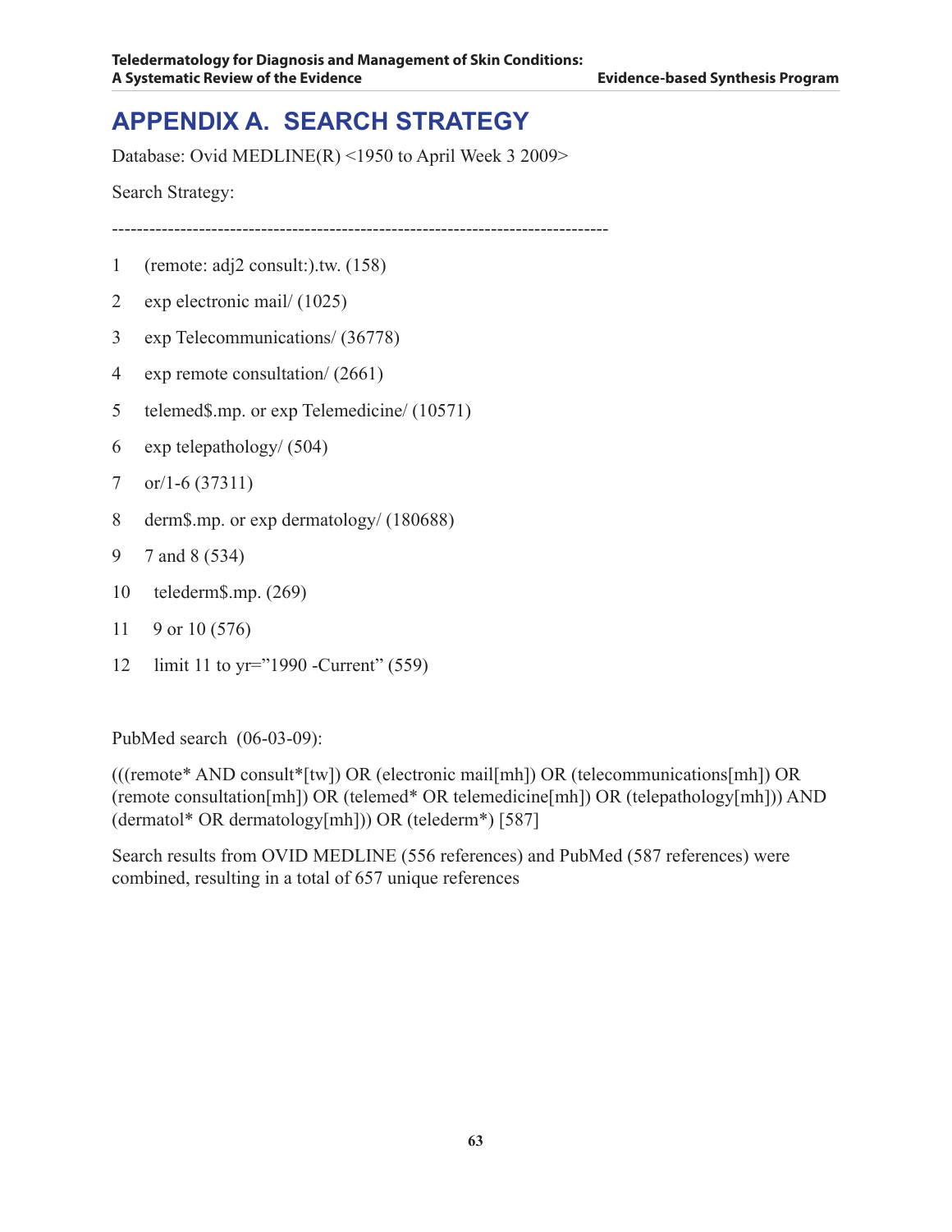# APPENDIX A. SEARCH STRATEGY

Database: Ovid MEDLINE(R) <1950 to April Week 3 2009>

Search Strategy:

--------------------------------------------------------------------------------

1 (remote: adj2 consult:).tw. (158)

2 exp electronic mail/ (1025)

3 exp Telecommunications/ (36778)

4 exp remote consultation/ (2661)

5 telemed$.mp. or exp Telemedicine/ (10571)

6 exp telepathology/ (504)

7 or/1-6 (37311)

8 derm$.mp. or exp dermatology/ (180688)

9 7 and 8 (534)

10 telederm$.mp. (269)

11 9 or 10 (576)

12 limit 11 to yr="1990 -Current" (559)

PubMed search (06-03-09):

(((remote* AND consult*[tw]) OR (electronic mail[mh]) OR (telecommunications[mh]) OR (remote consultation[mh]) OR (telemed* OR telemedicine[mh]) OR (telepathology[mh])) AND (dermatol* OR dermatology[mh])) OR (telederm*) [587]

Search results from OVID MEDLINE (556 references) and PubMed (587 references) were combined, resulting in a total of 657 unique references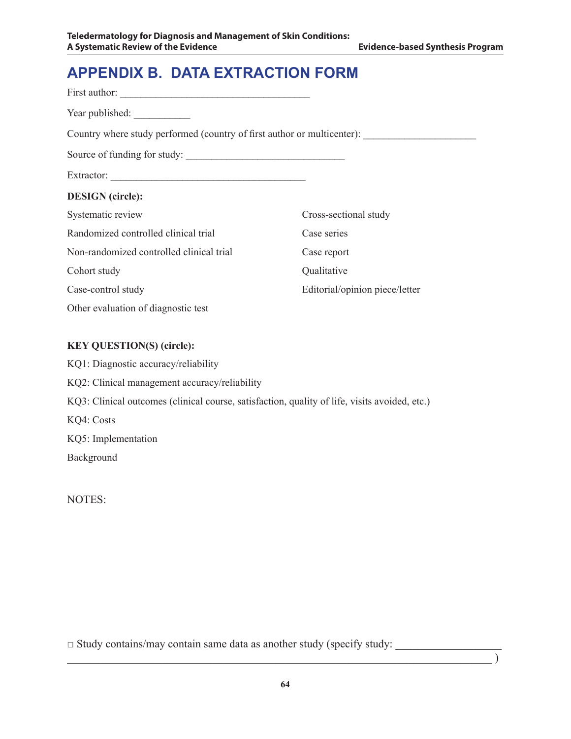# APPENDIX B. DATA EXTRACTION FORM

First author: ___________________________________

Year published: __________

Country where study performed (country of first author or multicenter): ____________________

Source of funding for study: ____________________________

Extractor: ___________________________________

**DESIGN (circle):**

Systematic review

Randomized controlled clinical trial

Non-randomized controlled clinical trial

Cohort study

Case-control study

Other evaluation of diagnostic test

Cross-sectional study

Case series

Case report

Qualitative

Editorial/opinion piece/letter

**KEY QUESTION(S) (circle):**

KQ1: Diagnostic accuracy/reliability

KQ2: Clinical management accuracy/reliability

KQ3: Clinical outcomes (clinical course, satisfaction, quality of life, visits avoided, etc.)

KQ4: Costs

KQ5: Implementation

Background

NOTES:

□ Study contains/may contain same data as another study (specify study: ________________
__________________________________________________________________________ )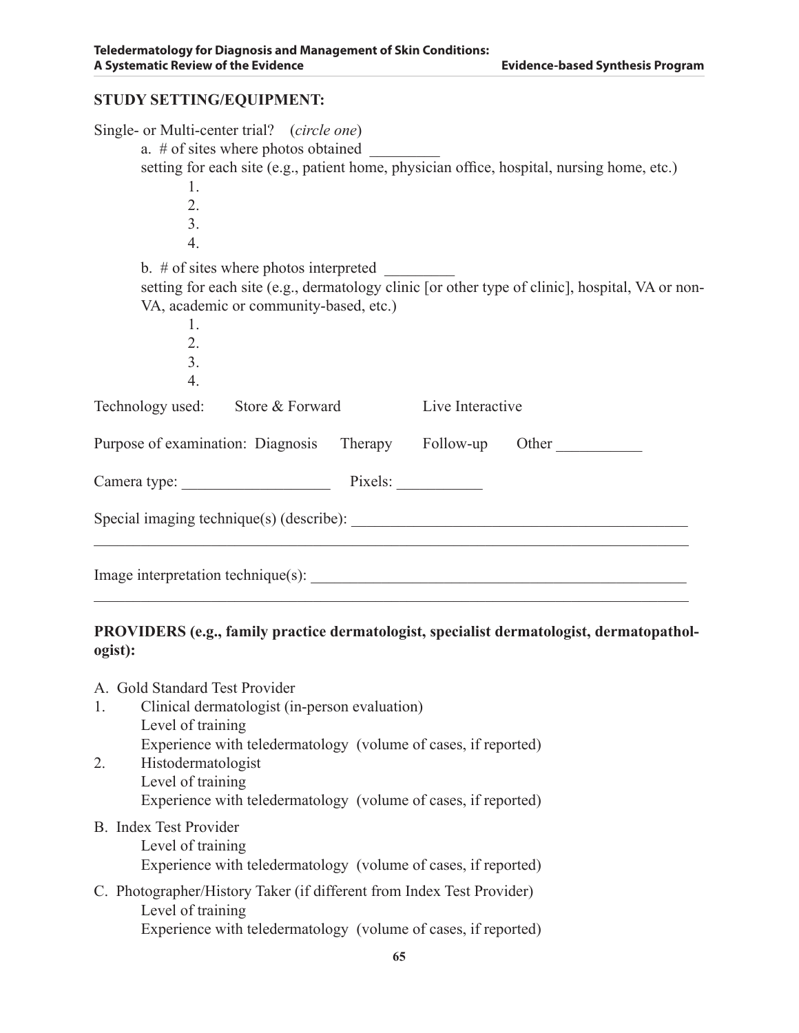**STUDY SETTING/EQUIPMENT:**

Single- or Multi-center trial? (*circle one*)

a. # of sites where photos obtained _________

setting for each site (e.g., patient home, physician office, hospital, nursing home, etc.)

1.
2.
3.
4.

b. # of sites where photos interpreted _________

setting for each site (e.g., dermatology clinic [or other type of clinic], hospital, VA or non-VA, academic or community-based, etc.)

1.
2.
3.
4.

Technology used: Store & Forward Live Interactive

Purpose of examination: Diagnosis Therapy Follow-up Other ___________

Camera type: ___________________ Pixels: ___________

Special imaging technique(s) (describe): ___________________________________________
_____________________________________________________________________________

Image interpretation technique(s): _________________________________________________
_____________________________________________________________________________

**PROVIDERS (e.g., family practice dermatologist, specialist dermatologist, dermatopathologist):**

A. Gold Standard Test Provider

1. Clinical dermatologist (in-person evaluation)
   Level of training
   Experience with teledermatology (volume of cases, if reported)
2. Histodermatologist
   Level of training
   Experience with teledermatology (volume of cases, if reported)

B. Index Test Provider
   Level of training
   Experience with teledermatology (volume of cases, if reported)

C. Photographer/History Taker (if different from Index Test Provider)
   Level of training
   Experience with teledermatology (volume of cases, if reported)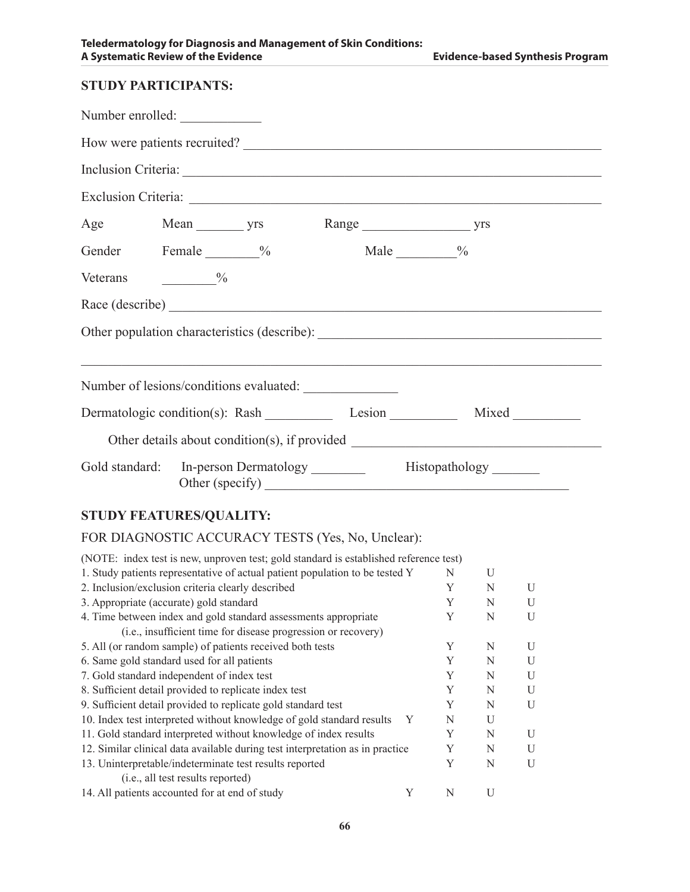**STUDY PARTICIPANTS:**

Number enrolled: ____________

How were patients recruited? ______________________________________________________

Inclusion Criteria: ______________________________________________________________

Exclusion Criteria: ______________________________________________________________

Age Mean _______ yrs Range ________________ yrs

Gender Female ________% Male _________%

Veterans ________%

Race (describe) _________________________________________________________________

Other population characteristics (describe): ________________________________________

_________________________________________________________________________________

Number of lesions/conditions evaluated: _____________

Dermatologic condition(s): Rash __________ Lesion __________ Mixed __________

Other details about condition(s), if provided ___________________________________

Gold standard: In-person Dermatology ________ Histopathology _______
Other (specify) ___________________________________________

**STUDY FEATURES/QUALITY:**

FOR DIAGNOSTIC ACCURACY TESTS (Yes, No, Unclear):

(NOTE: index test is new, unproven test; gold standard is established reference test)

| | | | |
|---|---|---|---|
| 1. Study patients representative of actual patient population to be tested | Y | N | U |
| 2. Inclusion/exclusion criteria clearly described | Y | N | U |
| 3. Appropriate (accurate) gold standard | Y | N | U |
| 4. Time between index and gold standard assessments appropriate (i.e., insufficient time for disease progression or recovery) | Y | N | U |
| 5. All (or random sample) of patients received both tests | Y | N | U |
| 6. Same gold standard used for all patients | Y | N | U |
| 7. Gold standard independent of index test | Y | N | U |
| 8. Sufficient detail provided to replicate index test | Y | N | U |
| 9. Sufficient detail provided to replicate gold standard test | Y | N | U |
| 10. Index test interpreted without knowledge of gold standard results | Y | N | U |
| 11. Gold standard interpreted without knowledge of index results | Y | N | U |
| 12. Similar clinical data available during test interpretation as in practice | Y | N | U |
| 13. Uninterpretable/indeterminate test results reported (i.e., all test results reported) | Y | N | U |
| 14. All patients accounted for at end of study | Y | N | U |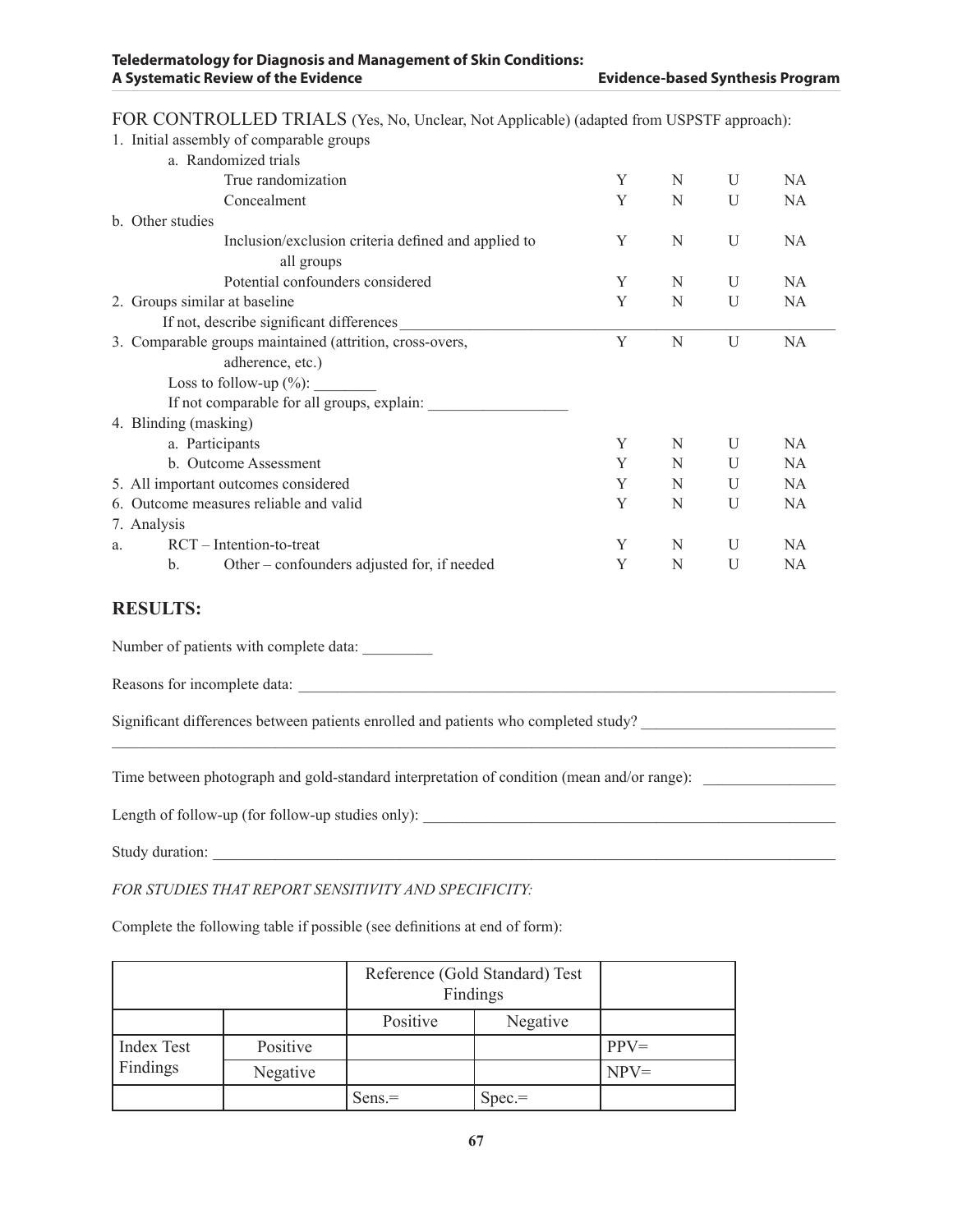FOR CONTROLLED TRIALS (Yes, No, Unclear, Not Applicable) (adapted from USPSTF approach):

1. Initial assembly of comparable groups
   a. Randomized trials

| | | | | |
|---|---|---|---|---|
| True randomization | Y | N | U | NA |
| Concealment | Y | N | U | NA |

b. Other studies

| | | | | |
|---|---|---|---|---|
| Inclusion/exclusion criteria defined and applied to all groups | Y | N | U | NA |
| Potential confounders considered | Y | N | U | NA |

| | | | | |
|---|---|---|---|---|
| 2. Groups similar at baseline | Y | N | U | NA |

If not, describe significant differences ______________________________________________

| | | | | |
|---|---|---|---|---|
| 3. Comparable groups maintained (attrition, cross-overs, adherence, etc.) | Y | N | U | NA |

Loss to follow-up (%): ________

If not comparable for all groups, explain: __________________

4. Blinding (masking)

| | | | | |
|---|---|---|---|---|
| a. Participants | Y | N | U | NA |
| b. Outcome Assessment | Y | N | U | NA |
| 5. All important outcomes considered | Y | N | U | NA |
| 6. Outcome measures reliable and valid | Y | N | U | NA |

7. Analysis

| | | | | |
|---|---|---|---|---|
| a. RCT – Intention-to-treat | Y | N | U | NA |
| b. Other – confounders adjusted for, if needed | Y | N | U | NA |

## RESULTS:

Number of patients with complete data: _________

Reasons for incomplete data: ______________________________________________________________________

Significant differences between patients enrolled and patients who completed study? _________________________
______________________________________________________________________________________________

Time between photograph and gold-standard interpretation of condition (mean and/or range): _________________

Length of follow-up (for follow-up studies only): ______________________________________________________

Study duration: ________________________________________________________________________________

*FOR STUDIES THAT REPORT SENSITIVITY AND SPECIFICITY:*

Complete the following table if possible (see definitions at end of form):

| | | Reference (Gold Standard) Test Findings | | |
|---|---|---|---|---|
| | | Positive | Negative | |
| Index Test Findings | Positive | | | PPV= |
| | Negative | | | NPV= |
| | | Sens.= | Spec.= | |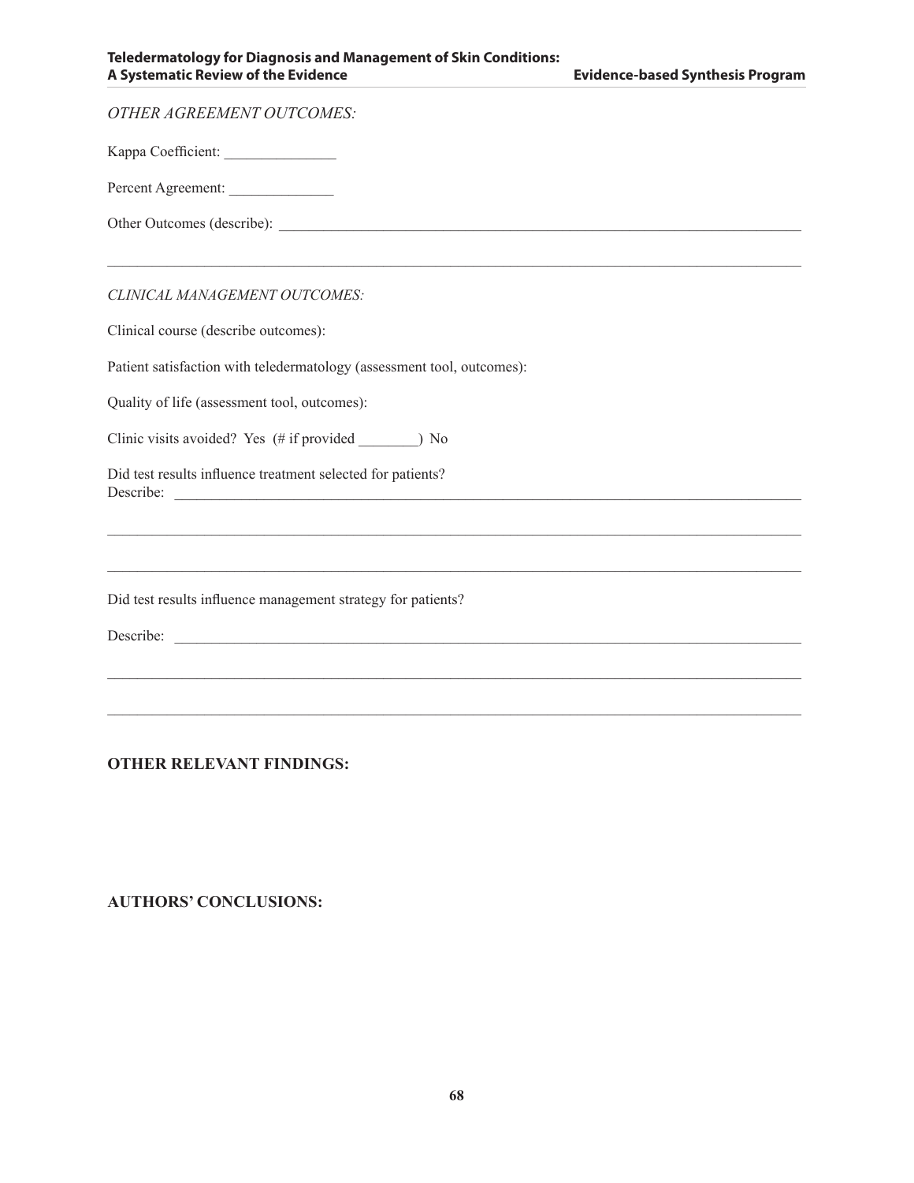*OTHER AGREEMENT OUTCOMES:*

Kappa Coefficient: _______________

Percent Agreement: ______________

Other Outcomes (describe): ________________________________________________________________________

______________________________________________________________________________________________

*CLINICAL MANAGEMENT OUTCOMES:*

Clinical course (describe outcomes):

Patient satisfaction with teledermatology (assessment tool, outcomes):

Quality of life (assessment tool, outcomes):

Clinic visits avoided? Yes (# if provided ________) No

Did test results influence treatment selected for patients?
Describe: ____________________________________________________________________________________

______________________________________________________________________________________________

______________________________________________________________________________________________

Did test results influence management strategy for patients?

Describe: ____________________________________________________________________________________

______________________________________________________________________________________________

______________________________________________________________________________________________

**OTHER RELEVANT FINDINGS:**

**AUTHORS' CONCLUSIONS:**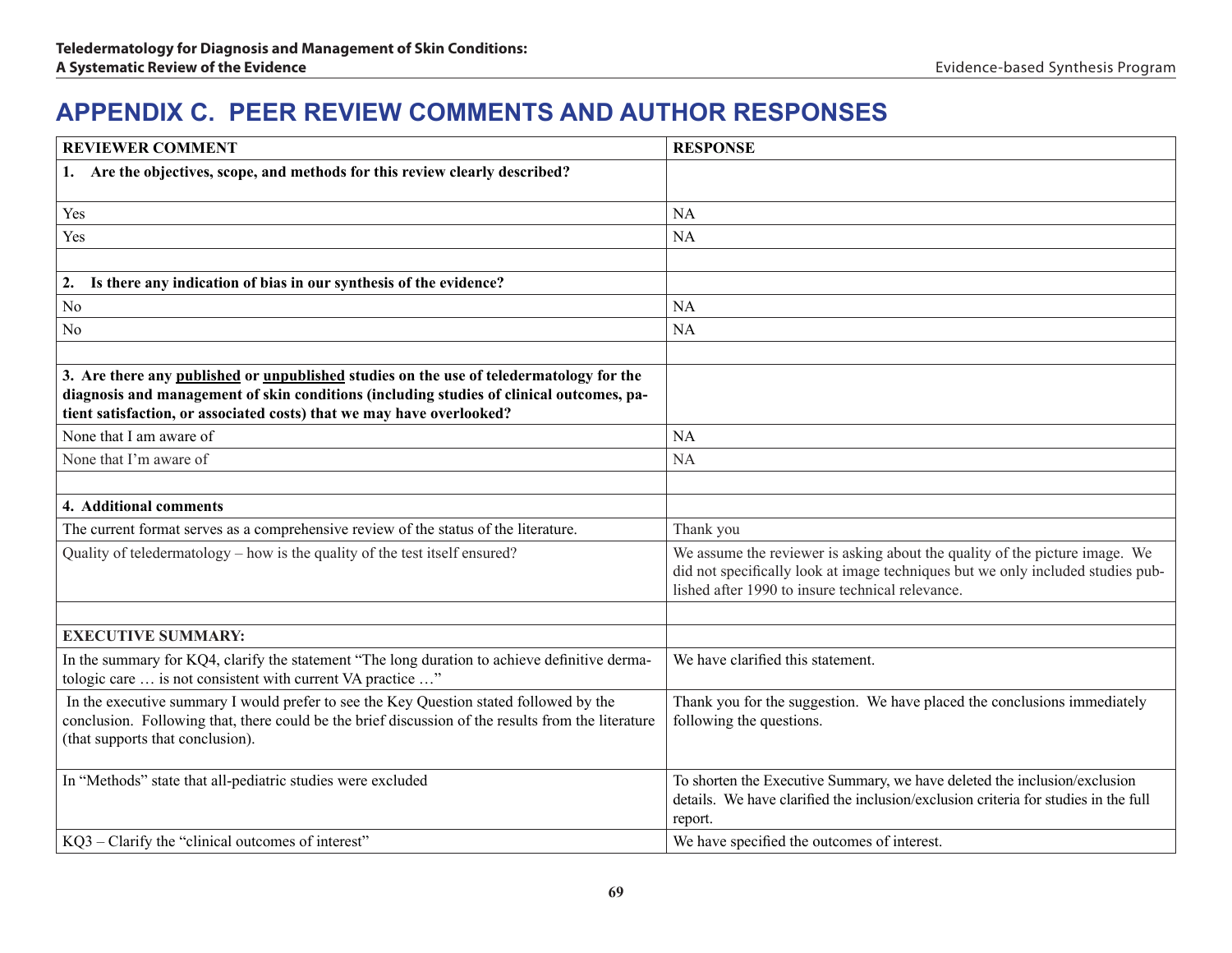# APPENDIX C. PEER REVIEW COMMENTS AND AUTHOR RESPONSES

| REVIEWER COMMENT | RESPONSE |
|---|---|
| **1. Are the objectives, scope, and methods for this review clearly described?** | |
| Yes | NA |
| Yes | NA |
| | |
| **2. Is there any indication of bias in our synthesis of the evidence?** | |
| No | NA |
| No | NA |
| | |
| **3. Are there any published or unpublished studies on the use of teledermatology for the diagnosis and management of skin conditions (including studies of clinical outcomes, patient satisfaction, or associated costs) that we may have overlooked?** | |
| None that I am aware of | NA |
| None that I'm aware of | NA |
| | |
| **4. Additional comments** | |
| The current format serves as a comprehensive review of the status of the literature. | Thank you |
| Quality of teledermatology – how is the quality of the test itself ensured? | We assume the reviewer is asking about the quality of the picture image. We did not specifically look at image techniques but we only included studies published after 1990 to insure technical relevance. |
| | |
| **EXECUTIVE SUMMARY:** | |
| In the summary for KQ4, clarify the statement "The long duration to achieve definitive dermatologic care … is not consistent with current VA practice …" | We have clarified this statement. |
| In the executive summary I would prefer to see the Key Question stated followed by the conclusion. Following that, there could be the brief discussion of the results from the literature (that supports that conclusion). | Thank you for the suggestion. We have placed the conclusions immediately following the questions. |
| In "Methods" state that all-pediatric studies were excluded | To shorten the Executive Summary, we have deleted the inclusion/exclusion details. We have clarified the inclusion/exclusion criteria for studies in the full report. |
| KQ3 – Clarify the "clinical outcomes of interest" | We have specified the outcomes of interest. |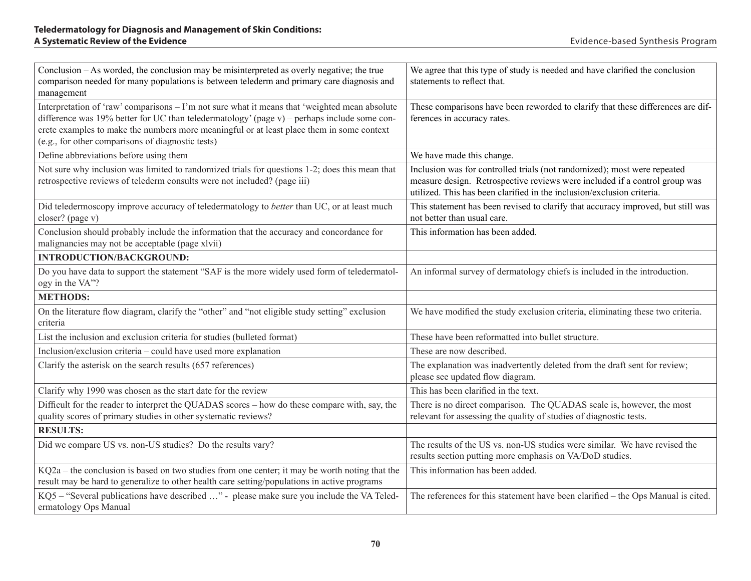| | |
|---|---|
| Conclusion – As worded, the conclusion may be misinterpreted as overly negative; the true comparison needed for many populations is between telederm and primary care diagnosis and management | We agree that this type of study is needed and have clarified the conclusion statements to reflect that. |
| Interpretation of 'raw' comparisons – I'm not sure what it means that 'weighted mean absolute difference was 19% better for UC than teledermatology' (page v) – perhaps include some concrete examples to make the numbers more meaningful or at least place them in some context (e.g., for other comparisons of diagnostic tests) | These comparisons have been reworded to clarify that these differences are differences in accuracy rates. |
| Define abbreviations before using them | We have made this change. |
| Not sure why inclusion was limited to randomized trials for questions 1-2; does this mean that retrospective reviews of telederm consults were not included? (page iii) | Inclusion was for controlled trials (not randomized); most were repeated measure design. Retrospective reviews were included if a control group was utilized. This has been clarified in the inclusion/exclusion criteria. |
| Did teledermoscopy improve accuracy of teledermatology to *better* than UC, or at least much closer? (page v) | This statement has been revised to clarify that accuracy improved, but still was not better than usual care. |
| Conclusion should probably include the information that the accuracy and concordance for malignancies may not be acceptable (page xlvii) | This information has been added. |
| **INTRODUCTION/BACKGROUND:** | |
| Do you have data to support the statement "SAF is the more widely used form of teledermatology in the VA"? | An informal survey of dermatology chiefs is included in the introduction. |
| **METHODS:** | |
| On the literature flow diagram, clarify the "other" and "not eligible study setting" exclusion criteria | We have modified the study exclusion criteria, eliminating these two criteria. |
| List the inclusion and exclusion criteria for studies (bulleted format) | These have been reformatted into bullet structure. |
| Inclusion/exclusion criteria – could have used more explanation | These are now described. |
| Clarify the asterisk on the search results (657 references) | The explanation was inadvertently deleted from the draft sent for review; please see updated flow diagram. |
| Clarify why 1990 was chosen as the start date for the review | This has been clarified in the text. |
| Difficult for the reader to interpret the QUADAS scores – how do these compare with, say, the quality scores of primary studies in other systematic reviews? | There is no direct comparison. The QUADAS scale is, however, the most relevant for assessing the quality of studies of diagnostic tests. |
| **RESULTS:** | |
| Did we compare US vs. non-US studies? Do the results vary? | The results of the US vs. non-US studies were similar. We have revised the results section putting more emphasis on VA/DoD studies. |
| KQ2a – the conclusion is based on two studies from one center; it may be worth noting that the result may be hard to generalize to other health care setting/populations in active programs | This information has been added. |
| KQ5 – "Several publications have described …" - please make sure you include the VA Teledermatology Ops Manual | The references for this statement have been clarified – the Ops Manual is cited. |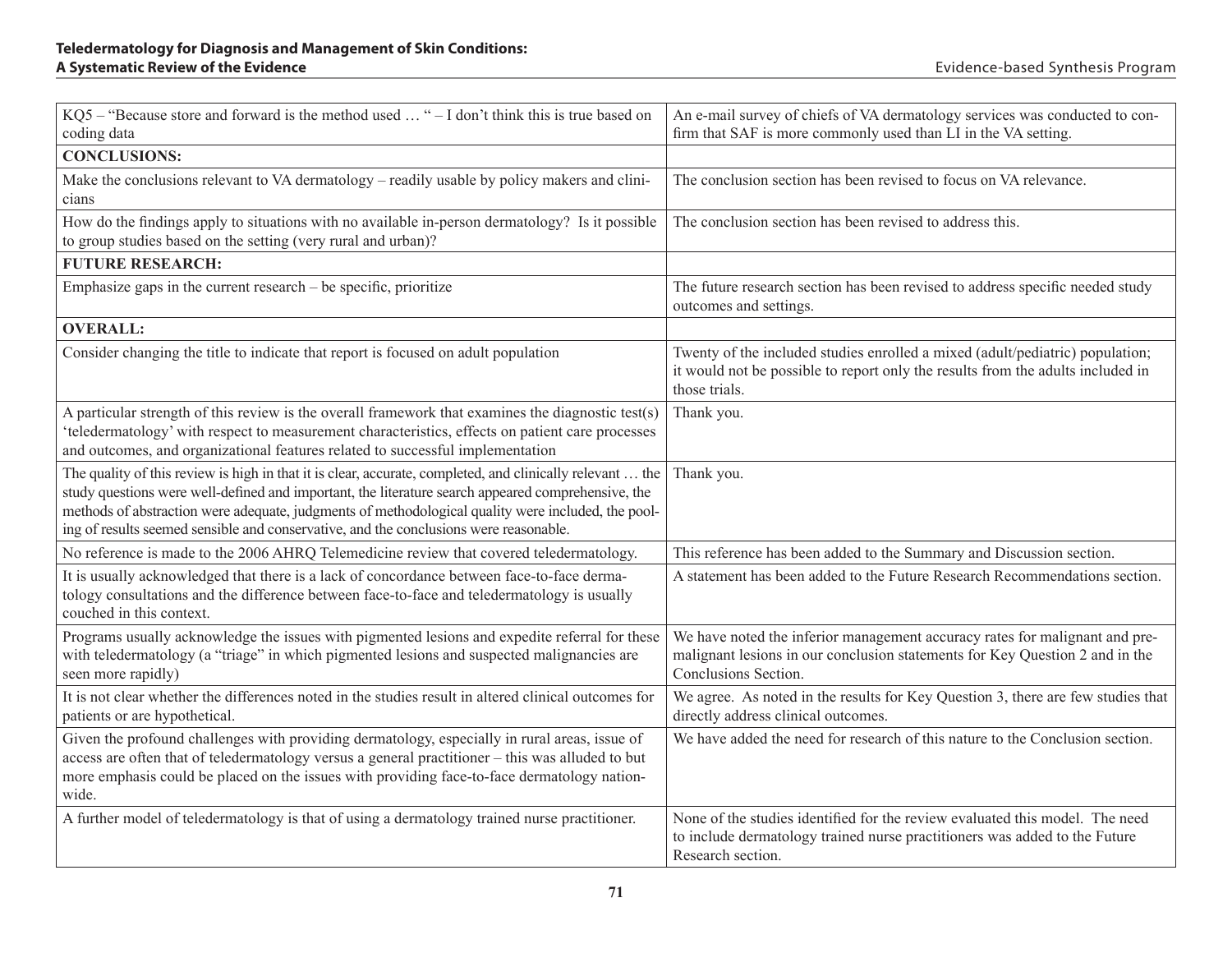| | |
|---|---|
| KQ5 – "Because store and forward is the method used … " – I don't think this is true based on coding data | An e-mail survey of chiefs of VA dermatology services was conducted to confirm that SAF is more commonly used than LI in the VA setting. |
| **CONCLUSIONS:** | |
| Make the conclusions relevant to VA dermatology – readily usable by policy makers and clinicians | The conclusion section has been revised to focus on VA relevance. |
| How do the findings apply to situations with no available in-person dermatology? Is it possible to group studies based on the setting (very rural and urban)? | The conclusion section has been revised to address this. |
| **FUTURE RESEARCH:** | |
| Emphasize gaps in the current research – be specific, prioritize | The future research section has been revised to address specific needed study outcomes and settings. |
| **OVERALL:** | |
| Consider changing the title to indicate that report is focused on adult population | Twenty of the included studies enrolled a mixed (adult/pediatric) population; it would not be possible to report only the results from the adults included in those trials. |
| A particular strength of this review is the overall framework that examines the diagnostic test(s) 'teledermatology' with respect to measurement characteristics, effects on patient care processes and outcomes, and organizational features related to successful implementation | Thank you. |
| The quality of this review is high in that it is clear, accurate, completed, and clinically relevant … the study questions were well-defined and important, the literature search appeared comprehensive, the methods of abstraction were adequate, judgments of methodological quality were included, the pooling of results seemed sensible and conservative, and the conclusions were reasonable. | Thank you. |
| No reference is made to the 2006 AHRQ Telemedicine review that covered teledermatology. | This reference has been added to the Summary and Discussion section. |
| It is usually acknowledged that there is a lack of concordance between face-to-face dermatology consultations and the difference between face-to-face and teledermatology is usually couched in this context. | A statement has been added to the Future Research Recommendations section. |
| Programs usually acknowledge the issues with pigmented lesions and expedite referral for these with teledermatology (a "triage" in which pigmented lesions and suspected malignancies are seen more rapidly) | We have noted the inferior management accuracy rates for malignant and premalignant lesions in our conclusion statements for Key Question 2 and in the Conclusions Section. |
| It is not clear whether the differences noted in the studies result in altered clinical outcomes for patients or are hypothetical. | We agree. As noted in the results for Key Question 3, there are few studies that directly address clinical outcomes. |
| Given the profound challenges with providing dermatology, especially in rural areas, issue of access are often that of teledermatology versus a general practitioner – this was alluded to but more emphasis could be placed on the issues with providing face-to-face dermatology nationwide. | We have added the need for research of this nature to the Conclusion section. |
| A further model of teledermatology is that of using a dermatology trained nurse practitioner. | None of the studies identified for the review evaluated this model. The need to include dermatology trained nurse practitioners was added to the Future Research section. |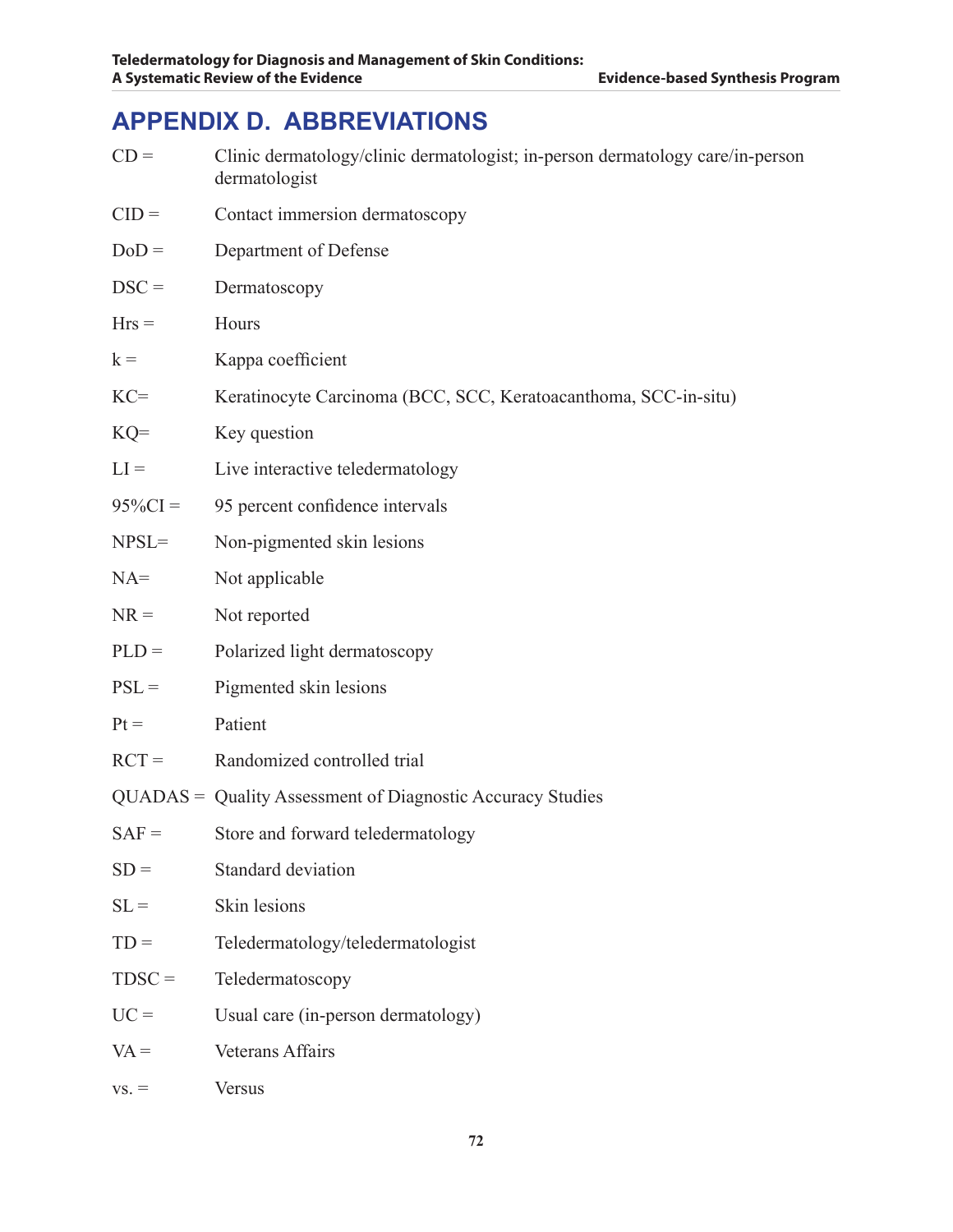# APPENDIX D. ABBREVIATIONS

CD = Clinic dermatology/clinic dermatologist; in-person dermatology care/in-person dermatologist

CID = Contact immersion dermatoscopy

DoD = Department of Defense

DSC = Dermatoscopy

Hrs = Hours

k = Kappa coefficient

KC= Keratinocyte Carcinoma (BCC, SCC, Keratoacanthoma, SCC-in-situ)

KQ= Key question

LI = Live interactive teledermatology

95%CI = 95 percent confidence intervals

NPSL= Non-pigmented skin lesions

NA= Not applicable

NR = Not reported

PLD = Polarized light dermatoscopy

PSL = Pigmented skin lesions

Pt = Patient

RCT = Randomized controlled trial

QUADAS = Quality Assessment of Diagnostic Accuracy Studies

SAF = Store and forward teledermatology

SD = Standard deviation

SL = Skin lesions

TD = Teledermatology/teledermatologist

TDSC = Teledermatoscopy

UC = Usual care (in-person dermatology)

VA = Veterans Affairs

vs. = Versus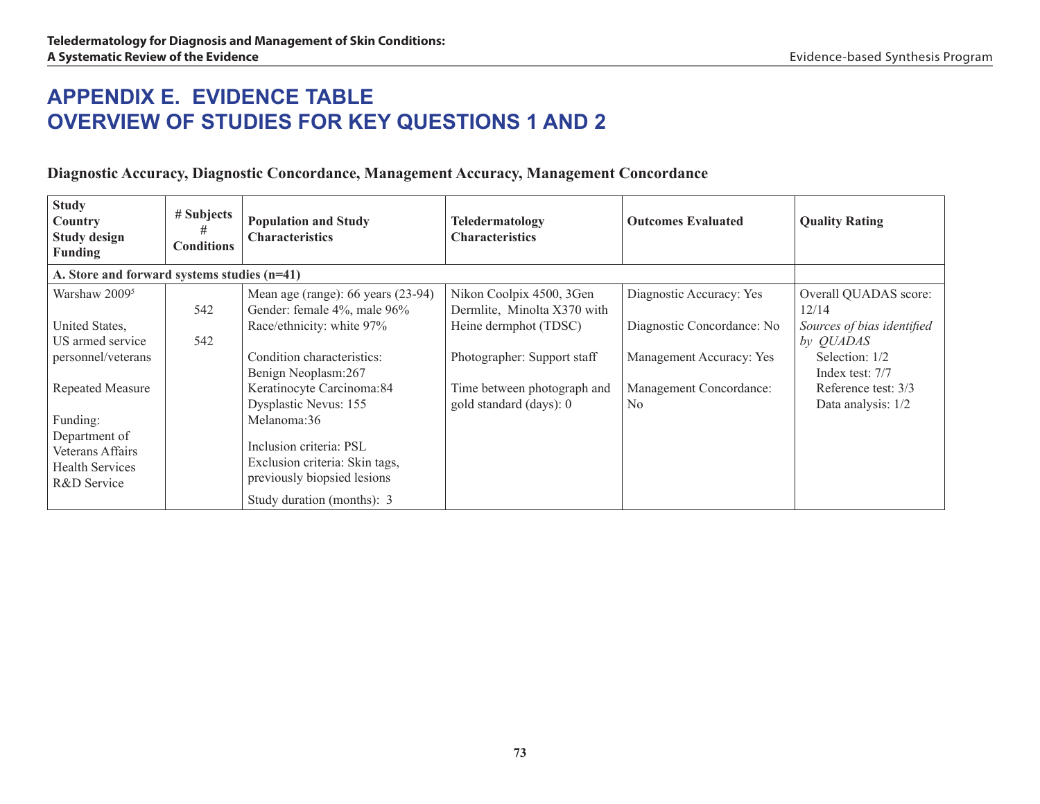# APPENDIX E. EVIDENCE TABLE
# OVERVIEW OF STUDIES FOR KEY QUESTIONS 1 AND 2

### Diagnostic Accuracy, Diagnostic Concordance, Management Accuracy, Management Concordance

| Study<br>Country<br>Study design<br>Funding | # Subjects<br>#<br>Conditions | Population and Study Characteristics | Teledermatology Characteristics | Outcomes Evaluated | Quality Rating |
|---|---|---|---|---|---|
| **A. Store and forward systems studies (n=41)** | | | | | |
| Warshaw 2009[5]<br><br>United States,<br>US armed service personnel/veterans<br><br>Repeated Measure<br><br>Funding:<br>Department of Veterans Affairs Health Services R&D Service | 542<br><br>542 | Mean age (range): 66 years (23-94)<br>Gender: female 4%, male 96%<br>Race/ethnicity: white 97%<br><br>Condition characteristics:<br>Benign Neoplasm:267<br>Keratinocyte Carcinoma:84<br>Dysplastic Nevus: 155<br>Melanoma:36<br><br>Inclusion criteria: PSL<br>Exclusion criteria: Skin tags, previously biopsied lesions<br><br>Study duration (months): 3 | Nikon Coolpix 4500, 3Gen Dermlite, Minolta X370 with Heine dermphot (TDSC)<br><br>Photographer: Support staff<br><br>Time between photograph and gold standard (days): 0 | Diagnostic Accuracy: Yes<br><br>Diagnostic Concordance: No<br><br>Management Accuracy: Yes<br><br>Management Concordance: No | Overall QUADAS score: 12/14<br>*Sources of bias identified by QUADAS*<br>Selection: 1/2<br>Index test: 7/7<br>Reference test: 3/3<br>Data analysis: 1/2 |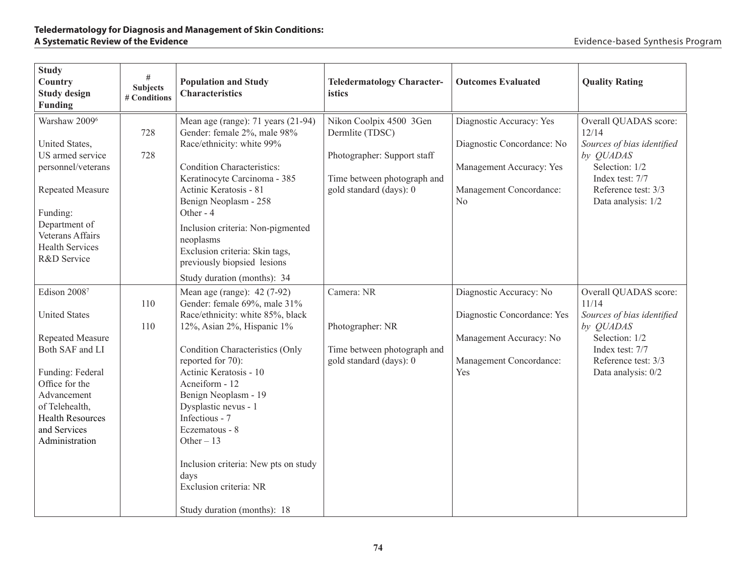| Study<br>Country<br>Study design<br>Funding | #<br>Subjects<br># Conditions | Population and Study Characteristics | Teledermatology Characteristics | Outcomes Evaluated | Quality Rating |
|---|---|---|---|---|---|
| Warshaw 2009[6]<br><br>United States, US armed service personnel/veterans<br><br>Repeated Measure<br><br>Funding: Department of Veterans Affairs Health Services R&D Service | 728<br><br>728 | Mean age (range): 71 years (21-94)<br>Gender: female 2%, male 98%<br>Race/ethnicity: white 99%<br><br>Condition Characteristics:<br>Keratinocyte Carcinoma - 385<br>Actinic Keratosis - 81<br>Benign Neoplasm - 258<br>Other - 4<br><br>Inclusion criteria: Non-pigmented neoplasms<br>Exclusion criteria: Skin tags, previously biopsied lesions<br><br>Study duration (months): 34 | Nikon Coolpix 4500 3Gen Dermlite (TDSC)<br><br>Photographer: Support staff<br><br>Time between photograph and gold standard (days): 0 | Diagnostic Accuracy: Yes<br><br>Diagnostic Concordance: No<br><br>Management Accuracy: Yes<br><br>Management Concordance: No | Overall QUADAS score: 12/14<br>*Sources of bias identified by QUADAS*<br>Selection: 1/2<br>Index test: 7/7<br>Reference test: 3/3<br>Data analysis: 1/2 |
| Edison 2008[7]<br><br>United States<br><br>Repeated Measure<br>Both SAF and LI<br><br>Funding: Federal Office for the Advancement of Telehealth, Health Resources and Services Administration | 110<br><br>110 | Mean age (range): 42 (7-92)<br>Gender: female 69%, male 31%<br>Race/ethnicity: white 85%, black 12%, Asian 2%, Hispanic 1%<br><br>Condition Characteristics (Only reported for 70):<br>Actinic Keratosis - 10<br>Acneiform - 12<br>Benign Neoplasm - 19<br>Dysplastic nevus - 1<br>Infectious - 7<br>Eczematous - 8<br>Other – 13<br><br>Inclusion criteria: New pts on study days<br>Exclusion criteria: NR<br><br>Study duration (months): 18 | Camera: NR<br><br>Photographer: NR<br><br>Time between photograph and gold standard (days): 0 | Diagnostic Accuracy: No<br><br>Diagnostic Concordance: Yes<br><br>Management Accuracy: No<br><br>Management Concordance: Yes | Overall QUADAS score: 11/14<br>*Sources of bias identified by QUADAS*<br>Selection: 1/2<br>Index test: 7/7<br>Reference test: 3/3<br>Data analysis: 0/2 |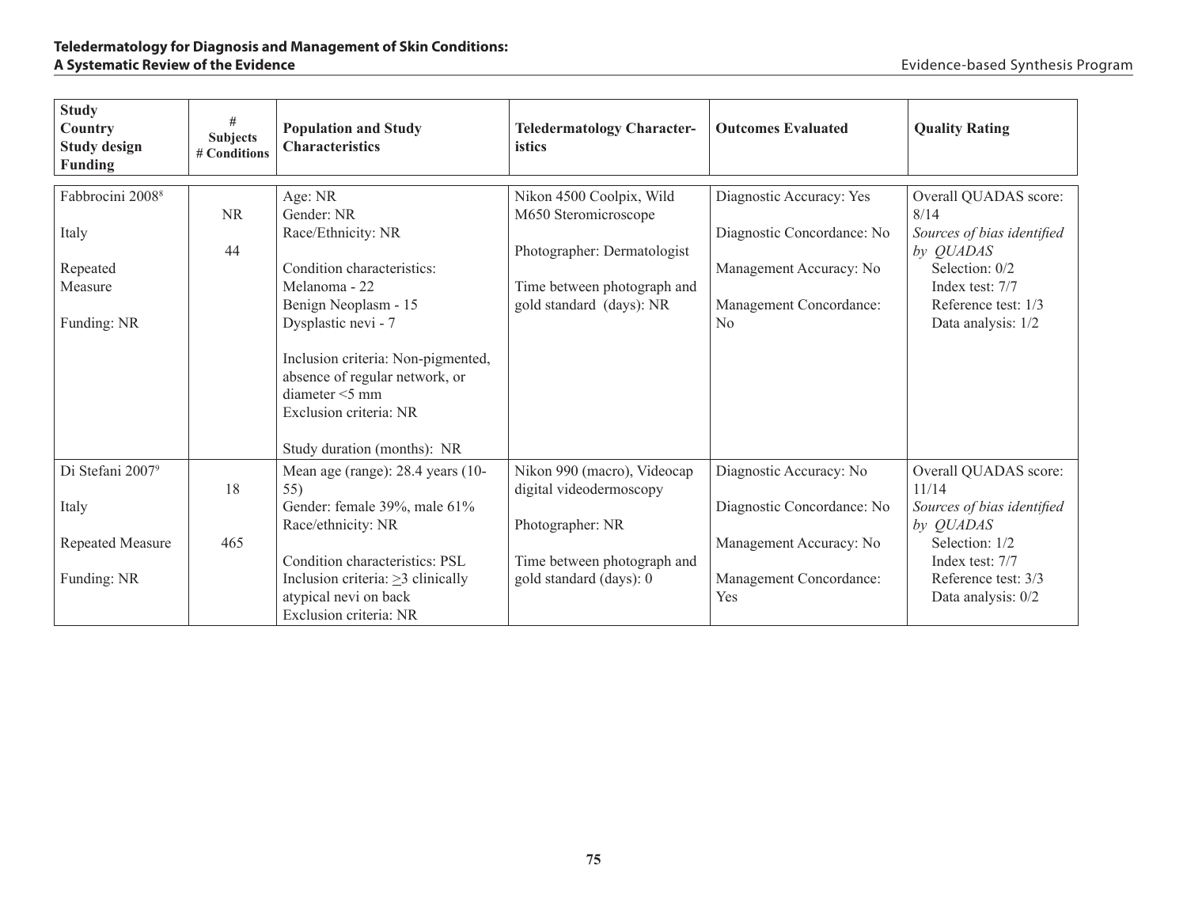| Study<br>Country<br>Study design<br>Funding | #<br>Subjects<br># Conditions | Population and Study Characteristics | Teledermatology Characteristics | Outcomes Evaluated | Quality Rating |
|---|---|---|---|---|---|
| Fabbrocini 2008[8]<br><br>Italy<br><br>Repeated Measure<br><br>Funding: NR | NR<br><br>44 | Age: NR<br>Gender: NR<br>Race/Ethnicity: NR<br><br>Condition characteristics:<br>Melanoma - 22<br>Benign Neoplasm - 15<br>Dysplastic nevi - 7<br><br>Inclusion criteria: Non-pigmented, absence of regular network, or diameter <5 mm<br>Exclusion criteria: NR<br><br>Study duration (months): NR | Nikon 4500 Coolpix, Wild M650 Steromicroscope<br><br>Photographer: Dermatologist<br><br>Time between photograph and gold standard (days): NR | Diagnostic Accuracy: Yes<br><br>Diagnostic Concordance: No<br><br>Management Accuracy: No<br><br>Management Concordance: No | Overall QUADAS score: 8/14<br>*Sources of bias identified by QUADAS*<br>Selection: 0/2<br>Index test: 7/7<br>Reference test: 1/3<br>Data analysis: 1/2 |
| Di Stefani 2007[9]<br><br>Italy<br><br>Repeated Measure<br><br>Funding: NR | 18<br><br>465 | Mean age (range): 28.4 years (10-55)<br>Gender: female 39%, male 61%<br>Race/ethnicity: NR<br><br>Condition characteristics: PSL<br>Inclusion criteria: $\geq$3 clinically atypical nevi on back<br>Exclusion criteria: NR | Nikon 990 (macro), Videocap digital videodermoscopy<br><br>Photographer: NR<br><br>Time between photograph and gold standard (days): 0 | Diagnostic Accuracy: No<br><br>Diagnostic Concordance: No<br><br>Management Accuracy: No<br><br>Management Concordance: Yes | Overall QUADAS score: 11/14<br>*Sources of bias identified by QUADAS*<br>Selection: 1/2<br>Index test: 7/7<br>Reference test: 3/3<br>Data analysis: 0/2 |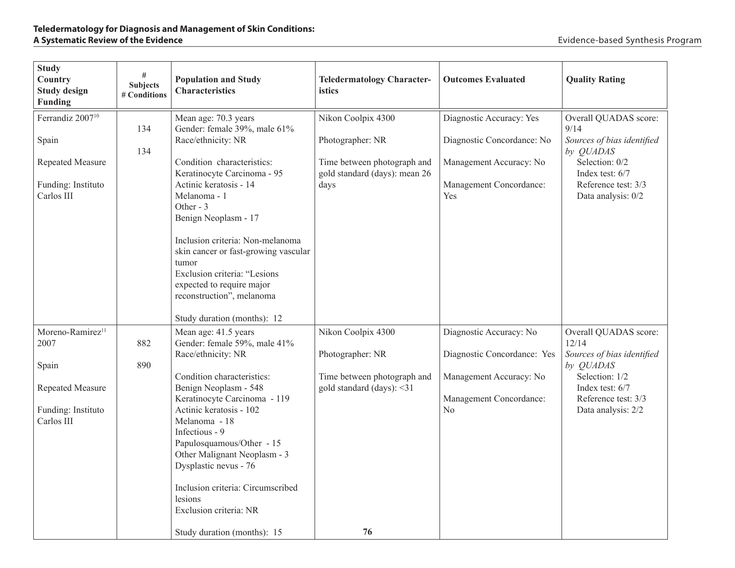| Study<br>Country<br>Study design<br>Funding | #<br>Subjects<br># Conditions | Population and Study Characteristics | Teledermatology Characteristics | Outcomes Evaluated | Quality Rating |
|---|---|---|---|---|---|
| Ferrandiz 2007[10]<br><br>Spain<br><br>Repeated Measure<br><br>Funding: Instituto Carlos III | 134<br><br>134 | Mean age: 70.3 years<br>Gender: female 39%, male 61%<br>Race/ethnicity: NR<br><br>Condition characteristics:<br>Keratinocyte Carcinoma - 95<br>Actinic keratosis - 14<br>Melanoma - 1<br>Other - 3<br>Benign Neoplasm - 17<br><br>Inclusion criteria: Non-melanoma skin cancer or fast-growing vascular tumor<br>Exclusion criteria: "Lesions expected to require major reconstruction", melanoma<br><br>Study duration (months): 12 | Nikon Coolpix 4300<br><br>Photographer: NR<br><br>Time between photograph and gold standard (days): mean 26 days | Diagnostic Accuracy: Yes<br><br>Diagnostic Concordance: No<br><br>Management Accuracy: No<br><br>Management Concordance: Yes | Overall QUADAS score: 9/14<br>*Sources of bias identified by QUADAS*<br>Selection: 0/2<br>Index test: 6/7<br>Reference test: 3/3<br>Data analysis: 0/2 |
| Moreno-Ramirez[11] 2007<br><br>Spain<br><br>Repeated Measure<br><br>Funding: Instituto Carlos III | 882<br><br>890 | Mean age: 41.5 years<br>Gender: female 59%, male 41%<br>Race/ethnicity: NR<br><br>Condition characteristics:<br>Benign Neoplasm - 548<br>Keratinocyte Carcinoma - 119<br>Actinic keratosis - 102<br>Melanoma - 18<br>Infectious - 9<br>Papulosquamous/Other - 15<br>Other Malignant Neoplasm - 3<br>Dysplastic nevus - 76<br><br>Inclusion criteria: Circumscribed lesions<br>Exclusion criteria: NR<br><br>Study duration (months): 15 | Nikon Coolpix 4300<br><br>Photographer: NR<br><br>Time between photograph and gold standard (days): <31 | Diagnostic Accuracy: No<br><br>Diagnostic Concordance: Yes<br><br>Management Accuracy: No<br><br>Management Concordance: No | Overall QUADAS score: 12/14<br>*Sources of bias identified by QUADAS*<br>Selection: 1/2<br>Index test: 6/7<br>Reference test: 3/3<br>Data analysis: 2/2 |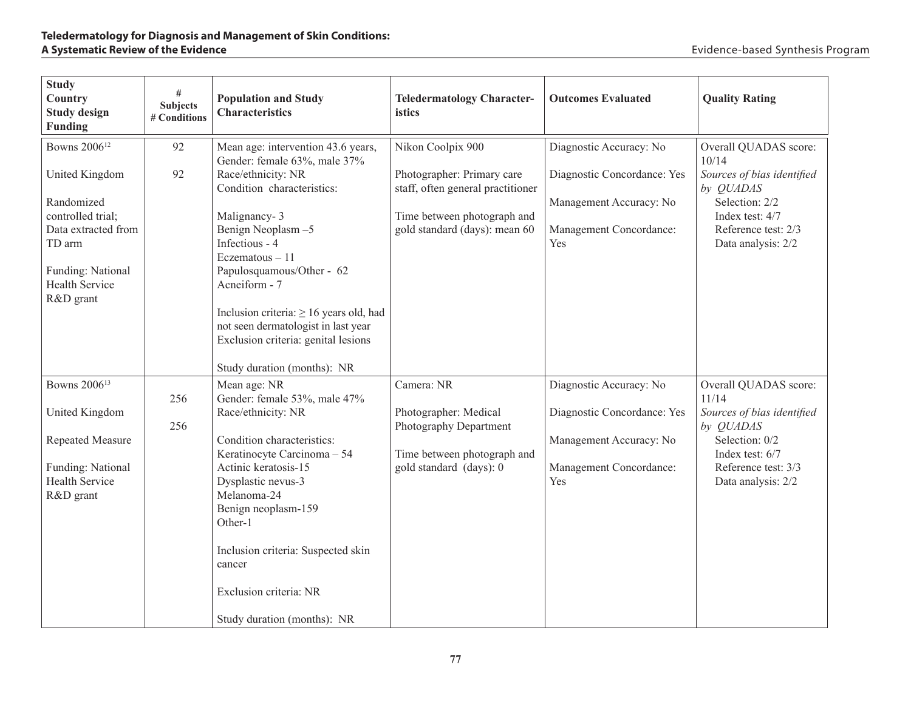| Study<br>Country<br>Study design<br>Funding | #<br>Subjects<br># Conditions | Population and Study Characteristics | Teledermatology Characteristics | Outcomes Evaluated | Quality Rating |
|---|---|---|---|---|---|
| Bowns 2006[12]<br><br>United Kingdom<br><br>Randomized controlled trial; Data extracted from TD arm<br><br>Funding: National Health Service R&D grant | 92<br><br>92 | Mean age: intervention 43.6 years, Gender: female 63%, male 37%<br>Race/ethnicity: NR<br>Condition characteristics:<br><br>Malignancy- 3<br>Benign Neoplasm –5<br>Infectious - 4<br>Eczematous – 11<br>Papulosquamous/Other - 62<br>Acneiform - 7<br><br>Inclusion criteria: ≥ 16 years old, had not seen dermatologist in last year<br>Exclusion criteria: genital lesions<br><br>Study duration (months): NR | Nikon Coolpix 900<br><br>Photographer: Primary care staff, often general practitioner<br><br>Time between photograph and gold standard (days): mean 60 | Diagnostic Accuracy: No<br><br>Diagnostic Concordance: Yes<br><br>Management Accuracy: No<br><br>Management Concordance: Yes | Overall QUADAS score: 10/14<br>*Sources of bias identified by QUADAS*<br>Selection: 2/2<br>Index test: 4/7<br>Reference test: 2/3<br>Data analysis: 2/2 |
| Bowns 2006[13]<br><br>United Kingdom<br><br>Repeated Measure<br><br>Funding: National Health Service R&D grant | 256<br><br>256 | Mean age: NR<br>Gender: female 53%, male 47%<br>Race/ethnicity: NR<br><br>Condition characteristics:<br>Keratinocyte Carcinoma – 54<br>Actinic keratosis-15<br>Dysplastic nevus-3<br>Melanoma-24<br>Benign neoplasm-159<br>Other-1<br><br>Inclusion criteria: Suspected skin cancer<br><br>Exclusion criteria: NR<br><br>Study duration (months): NR | Camera: NR<br><br>Photographer: Medical Photography Department<br><br>Time between photograph and gold standard (days): 0 | Diagnostic Accuracy: No<br><br>Diagnostic Concordance: Yes<br><br>Management Accuracy: No<br><br>Management Concordance: Yes | Overall QUADAS score: 11/14<br>*Sources of bias identified by QUADAS*<br>Selection: 0/2<br>Index test: 6/7<br>Reference test: 3/3<br>Data analysis: 2/2 |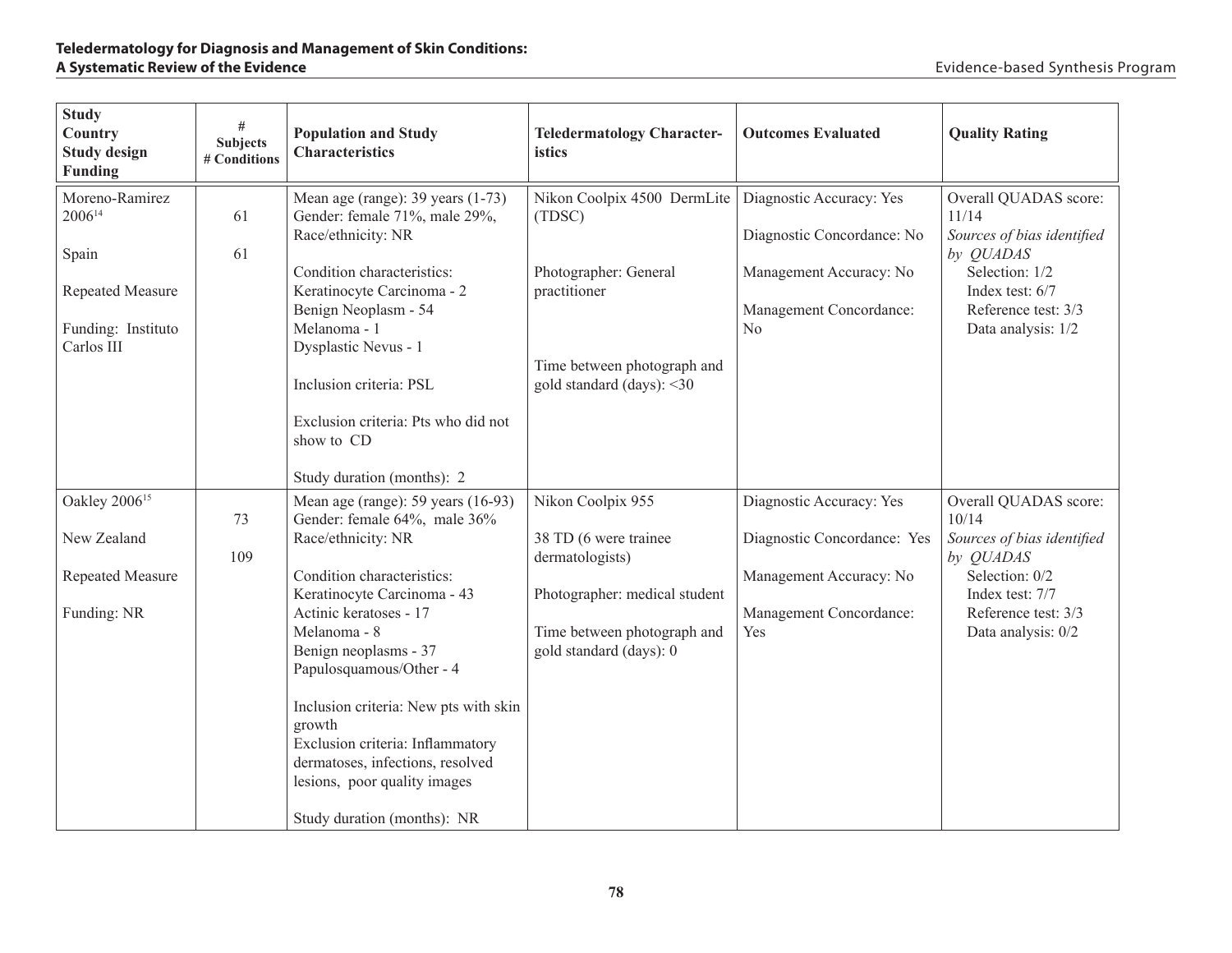| Study<br>Country<br>Study design<br>Funding | #<br>Subjects<br># Conditions | Population and Study Characteristics | Teledermatology Characteristics | Outcomes Evaluated | Quality Rating |
|---|---|---|---|---|---|
| Moreno-Ramirez 2006[14]<br><br>Spain<br><br>Repeated Measure<br><br>Funding: Instituto Carlos III | 61<br><br>61 | Mean age (range): 39 years (1-73)<br>Gender: female 71%, male 29%,<br>Race/ethnicity: NR<br><br>Condition characteristics:<br>Keratinocyte Carcinoma - 2<br>Benign Neoplasm - 54<br>Melanoma - 1<br>Dysplastic Nevus - 1<br><br>Inclusion criteria: PSL<br><br>Exclusion criteria: Pts who did not show to CD<br><br>Study duration (months): 2 | Nikon Coolpix 4500 DermLite (TDSC)<br><br>Photographer: General practitioner<br><br>Time between photograph and gold standard (days): <30 | Diagnostic Accuracy: Yes<br><br>Diagnostic Concordance: No<br><br>Management Accuracy: No<br><br>Management Concordance: No | Overall QUADAS score: 11/14<br>*Sources of bias identified by QUADAS*<br>Selection: 1/2<br>Index test: 6/7<br>Reference test: 3/3<br>Data analysis: 1/2 |
| Oakley 2006[15]<br><br>New Zealand<br><br>Repeated Measure<br><br>Funding: NR | 73<br><br>109 | Mean age (range): 59 years (16-93)<br>Gender: female 64%, male 36%<br>Race/ethnicity: NR<br><br>Condition characteristics:<br>Keratinocyte Carcinoma - 43<br>Actinic keratoses - 17<br>Melanoma - 8<br>Benign neoplasms - 37<br>Papulosquamous/Other - 4<br><br>Inclusion criteria: New pts with skin growth<br>Exclusion criteria: Inflammatory dermatoses, infections, resolved lesions, poor quality images<br><br>Study duration (months): NR | Nikon Coolpix 955<br><br>38 TD (6 were trainee dermatologists)<br><br>Photographer: medical student<br><br>Time between photograph and gold standard (days): 0 | Diagnostic Accuracy: Yes<br><br>Diagnostic Concordance: Yes<br><br>Management Accuracy: No<br><br>Management Concordance: Yes | Overall QUADAS score: 10/14<br>*Sources of bias identified by QUADAS*<br>Selection: 0/2<br>Index test: 7/7<br>Reference test: 3/3<br>Data analysis: 0/2 |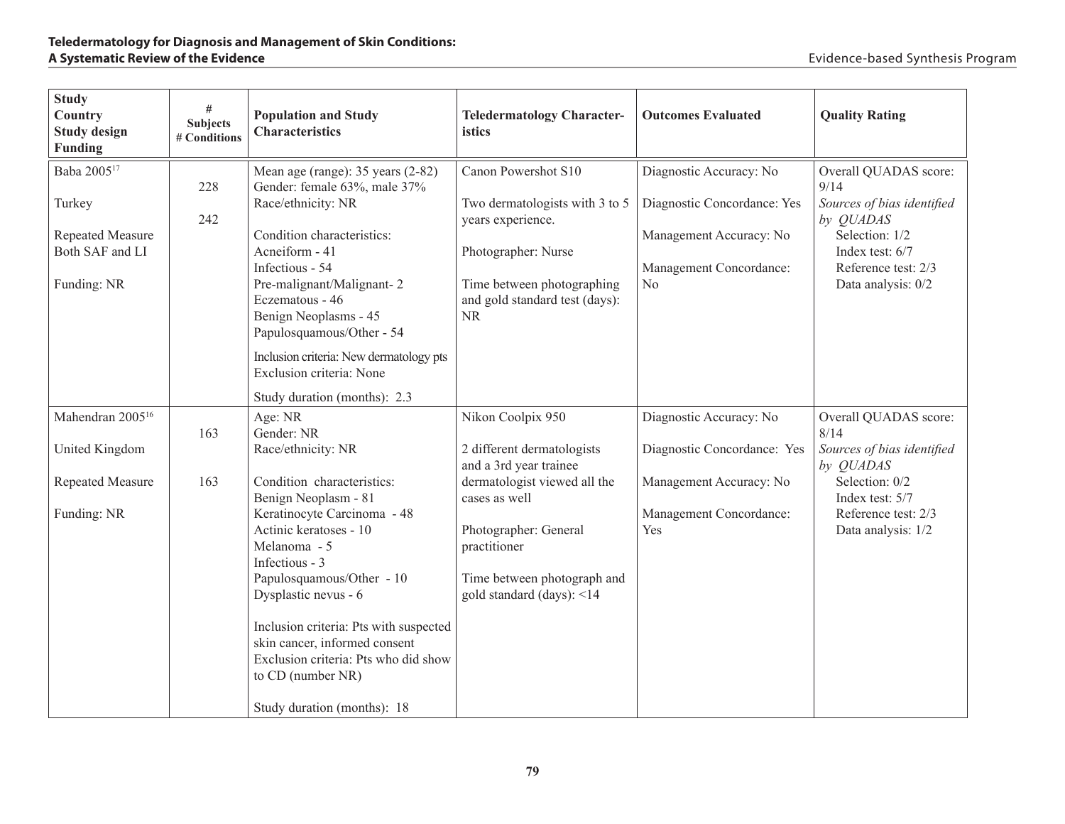| Study<br>Country<br>Study design<br>Funding | #<br>Subjects<br># Conditions | Population and Study Characteristics | Teledermatology Characteristics | Outcomes Evaluated | Quality Rating |
|---|---|---|---|---|---|
| Baba 2005[17]<br><br>Turkey<br><br>Repeated Measure Both SAF and LI<br><br>Funding: NR | 228<br><br>242 | Mean age (range): 35 years (2-82)<br>Gender: female 63%, male 37%<br>Race/ethnicity: NR<br><br>Condition characteristics:<br>Acneiform - 41<br>Infectious - 54<br>Pre-malignant/Malignant- 2<br>Eczematous - 46<br>Benign Neoplasms - 45<br>Papulosquamous/Other - 54<br><br>Inclusion criteria: New dermatology pts<br>Exclusion criteria: None<br><br>Study duration (months): 2.3 | Canon Powershot S10<br><br>Two dermatologists with 3 to 5 years experience.<br><br>Photographer: Nurse<br><br>Time between photographing and gold standard test (days): NR | Diagnostic Accuracy: No<br><br>Diagnostic Concordance: Yes<br><br>Management Accuracy: No<br><br>Management Concordance: No | Overall QUADAS score: 9/14<br>*Sources of bias identified by QUADAS*<br>Selection: 1/2<br>Index test: 6/7<br>Reference test: 2/3<br>Data analysis: 0/2 |
| Mahendran 2005[16]<br><br>United Kingdom<br><br>Repeated Measure<br><br>Funding: NR | 163<br><br>163 | Age: NR<br>Gender: NR<br>Race/ethnicity: NR<br><br>Condition characteristics:<br>Benign Neoplasm - 81<br>Keratinocyte Carcinoma - 48<br>Actinic keratoses - 10<br>Melanoma - 5<br>Infectious - 3<br>Papulosquamous/Other - 10<br>Dysplastic nevus - 6<br><br>Inclusion criteria: Pts with suspected skin cancer, informed consent<br>Exclusion criteria: Pts who did show to CD (number NR)<br><br>Study duration (months): 18 | Nikon Coolpix 950<br><br>2 different dermatologists and a 3rd year trainee dermatologist viewed all the cases as well<br><br>Photographer: General practitioner<br><br>Time between photograph and gold standard (days): <14 | Diagnostic Accuracy: No<br><br>Diagnostic Concordance: Yes<br><br>Management Accuracy: No<br><br>Management Concordance: Yes | Overall QUADAS score: 8/14<br>*Sources of bias identified by QUADAS*<br>Selection: 0/2<br>Index test: 5/7<br>Reference test: 2/3<br>Data analysis: 1/2 |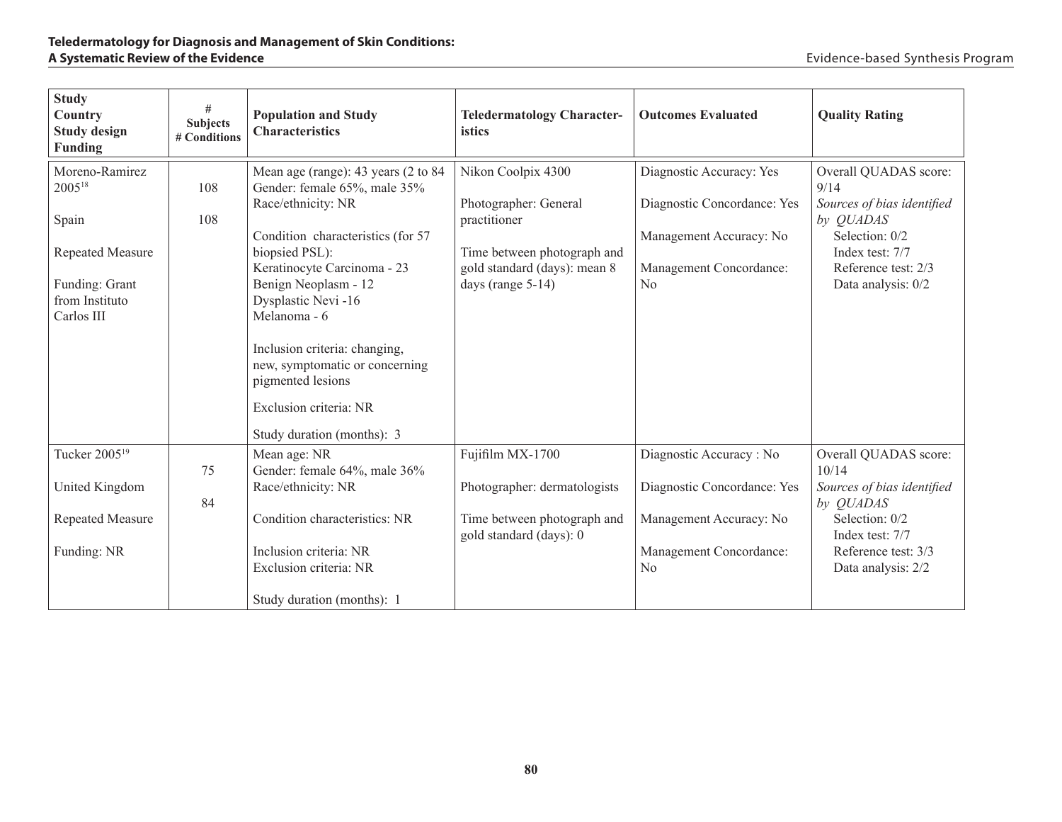| Study<br>Country<br>Study design<br>Funding | #<br>Subjects<br># Conditions | Population and Study Characteristics | Teledermatology Characteristics | Outcomes Evaluated | Quality Rating |
|---|---|---|---|---|---|
| Moreno-Ramirez 2005[18]<br><br>Spain<br><br>Repeated Measure<br><br>Funding: Grant from Instituto Carlos III | 108<br><br>108 | Mean age (range): 43 years (2 to 84<br>Gender: female 65%, male 35%<br>Race/ethnicity: NR<br><br>Condition characteristics (for 57 biopsied PSL):<br>Keratinocyte Carcinoma - 23<br>Benign Neoplasm - 12<br>Dysplastic Nevi -16<br>Melanoma - 6<br><br>Inclusion criteria: changing, new, symptomatic or concerning pigmented lesions<br><br>Exclusion criteria: NR<br><br>Study duration (months): 3 | Nikon Coolpix 4300<br><br>Photographer: General practitioner<br><br>Time between photograph and gold standard (days): mean 8 days (range 5-14) | Diagnostic Accuracy: Yes<br><br>Diagnostic Concordance: Yes<br><br>Management Accuracy: No<br><br>Management Concordance: No | Overall QUADAS score: 9/14<br>*Sources of bias identified by QUADAS*<br>Selection: 0/2<br>Index test: 7/7<br>Reference test: 2/3<br>Data analysis: 0/2 |
| Tucker 2005[19]<br><br>United Kingdom<br><br>Repeated Measure<br><br>Funding: NR | 75<br><br>84 | Mean age: NR<br>Gender: female 64%, male 36%<br>Race/ethnicity: NR<br><br>Condition characteristics: NR<br><br>Inclusion criteria: NR<br>Exclusion criteria: NR<br><br>Study duration (months): 1 | Fujifilm MX-1700<br><br>Photographer: dermatologists<br><br>Time between photograph and gold standard (days): 0 | Diagnostic Accuracy : No<br><br>Diagnostic Concordance: Yes<br><br>Management Accuracy: No<br><br>Management Concordance: No | Overall QUADAS score: 10/14<br>*Sources of bias identified by QUADAS*<br>Selection: 0/2<br>Index test: 7/7<br>Reference test: 3/3<br>Data analysis: 2/2 |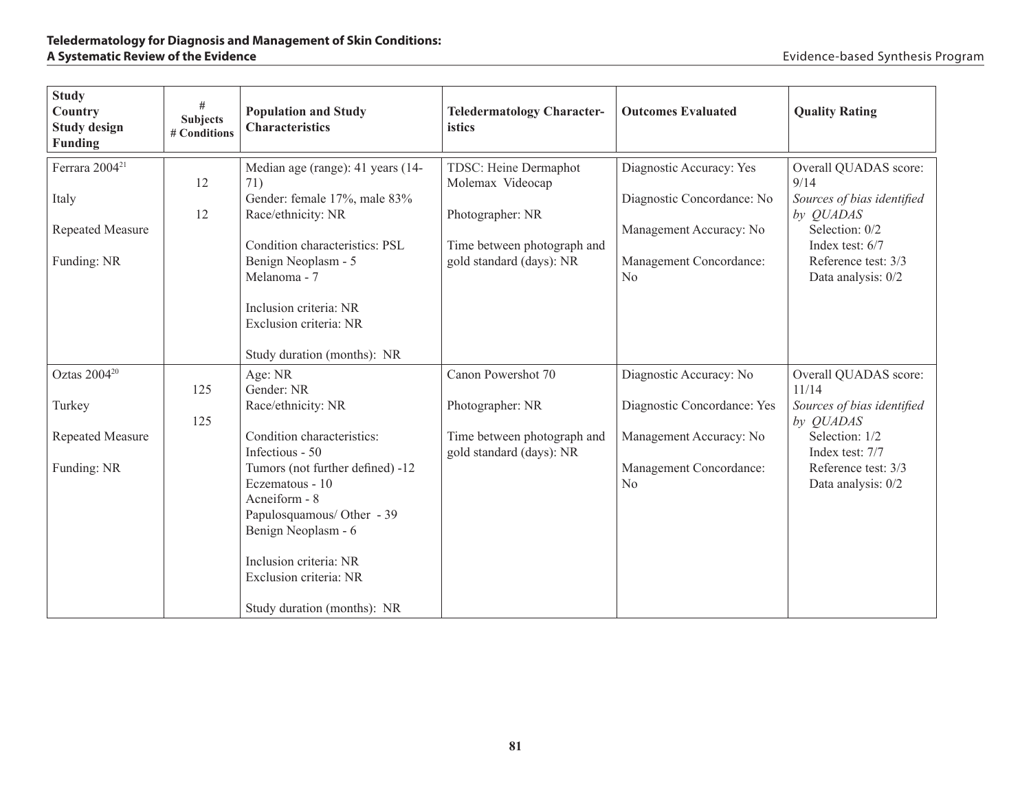| Study<br>Country<br>Study design<br>Funding | #<br>Subjects<br># Conditions | Population and Study Characteristics | Teledermatology Characteristics | Outcomes Evaluated | Quality Rating |
|---|---|---|---|---|---|
| Ferrara 2004[21]<br><br>Italy<br><br>Repeated Measure<br><br>Funding: NR | 12<br><br>12 | Median age (range): 41 years (14-71)<br>Gender: female 17%, male 83%<br>Race/ethnicity: NR<br><br>Condition characteristics: PSL<br>Benign Neoplasm - 5<br>Melanoma - 7<br><br>Inclusion criteria: NR<br>Exclusion criteria: NR<br><br>Study duration (months): NR | TDSC: Heine Dermaphot Molemax Videocap<br><br>Photographer: NR<br><br>Time between photograph and gold standard (days): NR | Diagnostic Accuracy: Yes<br><br>Diagnostic Concordance: No<br><br>Management Accuracy: No<br><br>Management Concordance: No | Overall QUADAS score: 9/14<br>*Sources of bias identified by QUADAS*<br>Selection: 0/2<br>Index test: 6/7<br>Reference test: 3/3<br>Data analysis: 0/2 |
| Oztas 2004[20]<br><br>Turkey<br><br>Repeated Measure<br><br>Funding: NR | 125<br><br>125 | Age: NR<br>Gender: NR<br>Race/ethnicity: NR<br><br>Condition characteristics:<br>Infectious - 50<br>Tumors (not further defined) -12<br>Eczematous - 10<br>Acneiform - 8<br>Papulosquamous/ Other - 39<br>Benign Neoplasm - 6<br><br>Inclusion criteria: NR<br>Exclusion criteria: NR<br><br>Study duration (months): NR | Canon Powershot 70<br><br>Photographer: NR<br><br>Time between photograph and gold standard (days): NR | Diagnostic Accuracy: No<br><br>Diagnostic Concordance: Yes<br><br>Management Accuracy: No<br><br>Management Concordance: No | Overall QUADAS score: 11/14<br>*Sources of bias identified by QUADAS*<br>Selection: 1/2<br>Index test: 7/7<br>Reference test: 3/3<br>Data analysis: 0/2 |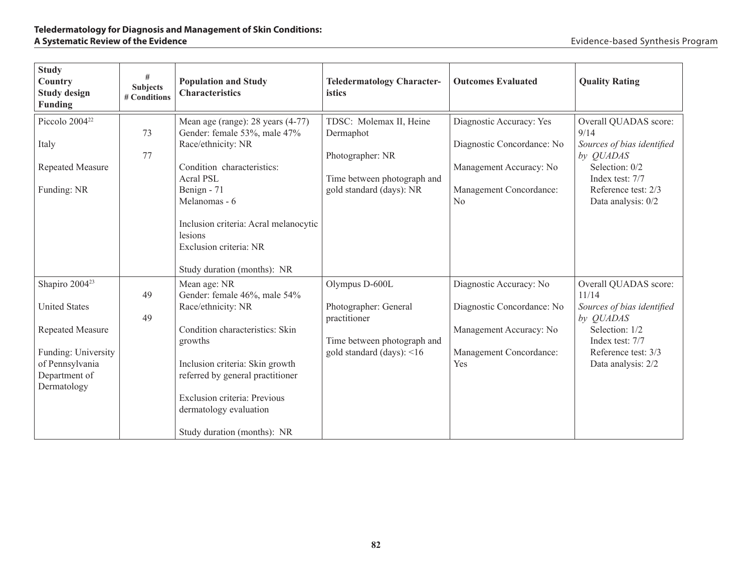| Study<br>Country<br>Study design<br>Funding | #<br>Subjects<br># Conditions | Population and Study Characteristics | Teledermatology Characteristics | Outcomes Evaluated | Quality Rating |
|---|---|---|---|---|---|
| Piccolo 2004[22]<br><br>Italy<br><br>Repeated Measure<br><br>Funding: NR | 73<br><br>77 | Mean age (range): 28 years (4-77)<br>Gender: female 53%, male 47%<br>Race/ethnicity: NR<br><br>Condition characteristics:<br>Acral PSL<br>Benign - 71<br>Melanomas - 6<br><br>Inclusion criteria: Acral melanocytic lesions<br>Exclusion criteria: NR<br><br>Study duration (months): NR | TDSC: Molemax II, Heine Dermaphot<br><br>Photographer: NR<br><br>Time between photograph and gold standard (days): NR | Diagnostic Accuracy: Yes<br><br>Diagnostic Concordance: No<br><br>Management Accuracy: No<br><br>Management Concordance: No | Overall QUADAS score: 9/14<br>*Sources of bias identified by QUADAS*<br>Selection: 0/2<br>Index test: 7/7<br>Reference test: 2/3<br>Data analysis: 0/2 |
| Shapiro 2004[23]<br><br>United States<br><br>Repeated Measure<br><br>Funding: University of Pennsylvania Department of Dermatology | 49<br><br>49 | Mean age: NR<br>Gender: female 46%, male 54%<br>Race/ethnicity: NR<br><br>Condition characteristics: Skin growths<br><br>Inclusion criteria: Skin growth referred by general practitioner<br><br>Exclusion criteria: Previous dermatology evaluation<br><br>Study duration (months): NR | Olympus D-600L<br><br>Photographer: General practitioner<br><br>Time between photograph and gold standard (days): <16 | Diagnostic Accuracy: No<br><br>Diagnostic Concordance: No<br><br>Management Accuracy: No<br><br>Management Concordance: Yes | Overall QUADAS score: 11/14<br>*Sources of bias identified by QUADAS*<br>Selection: 1/2<br>Index test: 7/7<br>Reference test: 3/3<br>Data analysis: 2/2 |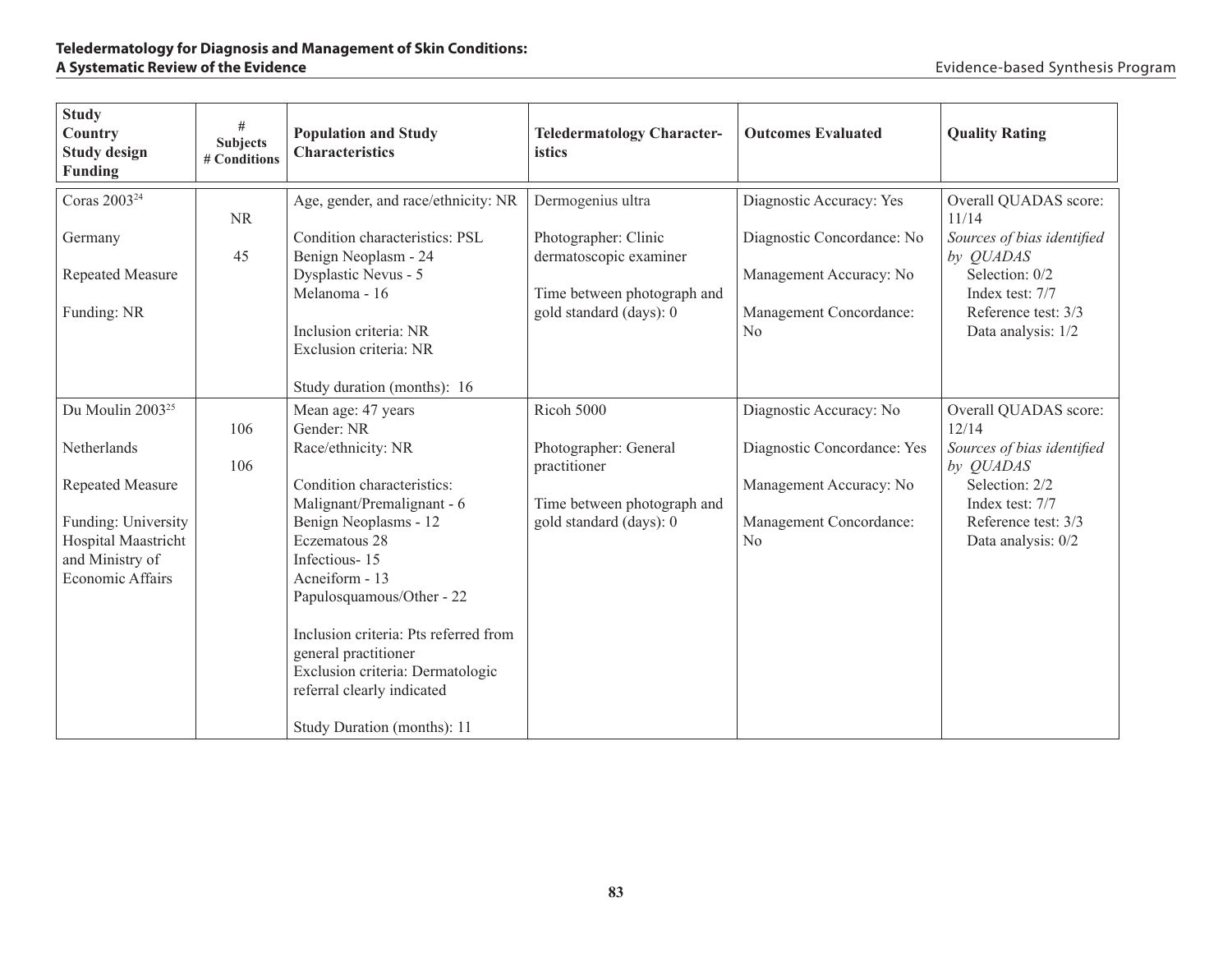| Study<br>Country<br>Study design<br>Funding | #<br>Subjects<br># Conditions | Population and Study Characteristics | Teledermatology Characteristics | Outcomes Evaluated | Quality Rating |
|---|---|---|---|---|---|
| Coras 2003[24]<br><br>Germany<br><br>Repeated Measure<br><br>Funding: NR | NR<br><br>45 | Age, gender, and race/ethnicity: NR<br><br>Condition characteristics: PSL<br>Benign Neoplasm - 24<br>Dysplastic Nevus - 5<br>Melanoma - 16<br><br>Inclusion criteria: NR<br>Exclusion criteria: NR<br><br>Study duration (months): 16 | Dermogenius ultra<br><br>Photographer: Clinic dermatoscopic examiner<br><br>Time between photograph and gold standard (days): 0 | Diagnostic Accuracy: Yes<br><br>Diagnostic Concordance: No<br><br>Management Accuracy: No<br><br>Management Concordance: No | Overall QUADAS score: 11/14<br>*Sources of bias identified by QUADAS*<br>Selection: 0/2<br>Index test: 7/7<br>Reference test: 3/3<br>Data analysis: 1/2 |
| Du Moulin 2003[25]<br><br>Netherlands<br><br>Repeated Measure<br><br>Funding: University Hospital Maastricht and Ministry of Economic Affairs | 106<br><br>106 | Mean age: 47 years<br>Gender: NR<br>Race/ethnicity: NR<br><br>Condition characteristics:<br>Malignant/Premalignant - 6<br>Benign Neoplasms - 12<br>Eczematous 28<br>Infectious- 15<br>Acneiform - 13<br>Papulosquamous/Other - 22<br><br>Inclusion criteria: Pts referred from general practitioner<br>Exclusion criteria: Dermatologic referral clearly indicated<br><br>Study Duration (months): 11 | Ricoh 5000<br><br>Photographer: General practitioner<br><br>Time between photograph and gold standard (days): 0 | Diagnostic Accuracy: No<br><br>Diagnostic Concordance: Yes<br><br>Management Accuracy: No<br><br>Management Concordance: No | Overall QUADAS score: 12/14<br>*Sources of bias identified by QUADAS*<br>Selection: 2/2<br>Index test: 7/7<br>Reference test: 3/3<br>Data analysis: 0/2 |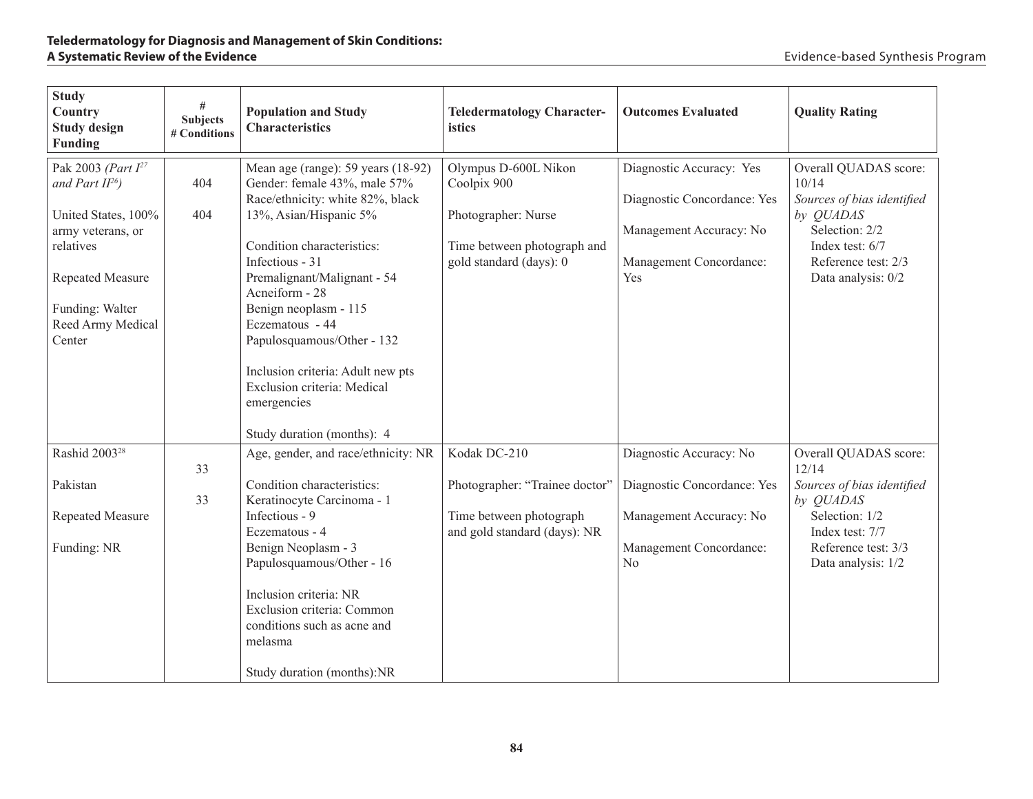| Study<br>Country<br>Study design<br>Funding | #<br>Subjects<br># Conditions | Population and Study Characteristics | Teledermatology Characteristics | Outcomes Evaluated | Quality Rating |
|---|---|---|---|---|---|
| Pak 2003 *(Part I*[27] *and Part II*[26]*)*<br><br>United States, 100% army veterans, or relatives<br><br>Repeated Measure<br><br>Funding: Walter Reed Army Medical Center | 404<br><br>404 | Mean age (range): 59 years (18-92)<br>Gender: female 43%, male 57%<br>Race/ethnicity: white 82%, black 13%, Asian/Hispanic 5%<br><br>Condition characteristics:<br>Infectious - 31<br>Premalignant/Malignant - 54<br>Acneiform - 28<br>Benign neoplasm - 115<br>Eczematous - 44<br>Papulosquamous/Other - 132<br><br>Inclusion criteria: Adult new pts<br>Exclusion criteria: Medical emergencies<br><br>Study duration (months): 4 | Olympus D-600L Nikon Coolpix 900<br><br>Photographer: Nurse<br><br>Time between photograph and gold standard (days): 0 | Diagnostic Accuracy: Yes<br><br>Diagnostic Concordance: Yes<br><br>Management Accuracy: No<br><br>Management Concordance: Yes | Overall QUADAS score: 10/14<br>*Sources of bias identified by QUADAS*<br>Selection: 2/2<br>Index test: 6/7<br>Reference test: 2/3<br>Data analysis: 0/2 |
| Rashid 2003[28]<br><br>Pakistan<br><br>Repeated Measure<br><br>Funding: NR | 33<br><br>33 | Age, gender, and race/ethnicity: NR<br><br>Condition characteristics:<br>Keratinocyte Carcinoma - 1<br>Infectious - 9<br>Eczematous - 4<br>Benign Neoplasm - 3<br>Papulosquamous/Other - 16<br><br>Inclusion criteria: NR<br>Exclusion criteria: Common conditions such as acne and melasma<br><br>Study duration (months):NR | Kodak DC-210<br><br>Photographer: "Trainee doctor"<br><br>Time between photograph and gold standard (days): NR | Diagnostic Accuracy: No<br><br>Diagnostic Concordance: Yes<br><br>Management Accuracy: No<br><br>Management Concordance: No | Overall QUADAS score: 12/14<br>*Sources of bias identified by QUADAS*<br>Selection: 1/2<br>Index test: 7/7<br>Reference test: 3/3<br>Data analysis: 1/2 |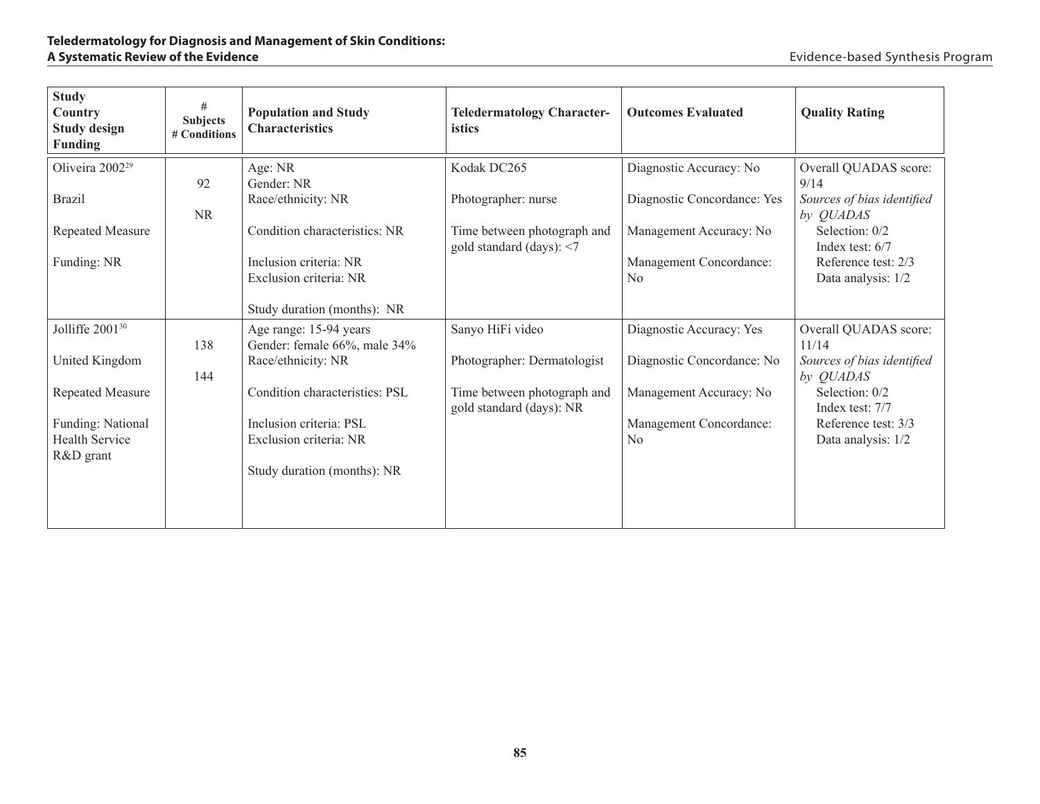| Study<br>Country<br>Study design<br>Funding | #<br>Subjects<br># Conditions | Population and Study Characteristics | Teledermatology Characteristics | Outcomes Evaluated | Quality Rating |
|---|---|---|---|---|---|
| Oliveira 2002[29]<br><br>Brazil<br><br>Repeated Measure<br><br>Funding: NR | 92<br><br>NR | Age: NR<br>Gender: NR<br>Race/ethnicity: NR<br><br>Condition characteristics: NR<br><br>Inclusion criteria: NR<br>Exclusion criteria: NR<br><br>Study duration (months): NR | Kodak DC265<br><br>Photographer: nurse<br><br>Time between photograph and gold standard (days): <7 | Diagnostic Accuracy: No<br><br>Diagnostic Concordance: Yes<br><br>Management Accuracy: No<br><br>Management Concordance: No | Overall QUADAS score: 9/14<br>*Sources of bias identified by QUADAS*<br>Selection: 0/2<br>Index test: 6/7<br>Reference test: 2/3<br>Data analysis: 1/2 |
| Jolliffe 2001[30]<br><br>United Kingdom<br><br>Repeated Measure<br><br>Funding: National Health Service R&D grant | 138<br><br>144 | Age range: 15-94 years<br>Gender: female 66%, male 34%<br>Race/ethnicity: NR<br><br>Condition characteristics: PSL<br><br>Inclusion criteria: PSL<br>Exclusion criteria: NR<br><br>Study duration (months): NR | Sanyo HiFi video<br><br>Photographer: Dermatologist<br><br>Time between photograph and gold standard (days): NR | Diagnostic Accuracy: Yes<br><br>Diagnostic Concordance: No<br><br>Management Accuracy: No<br><br>Management Concordance: No | Overall QUADAS score: 11/14<br>*Sources of bias identified by QUADAS*<br>Selection: 0/2<br>Index test: 7/7<br>Reference test: 3/3<br>Data analysis: 1/2 |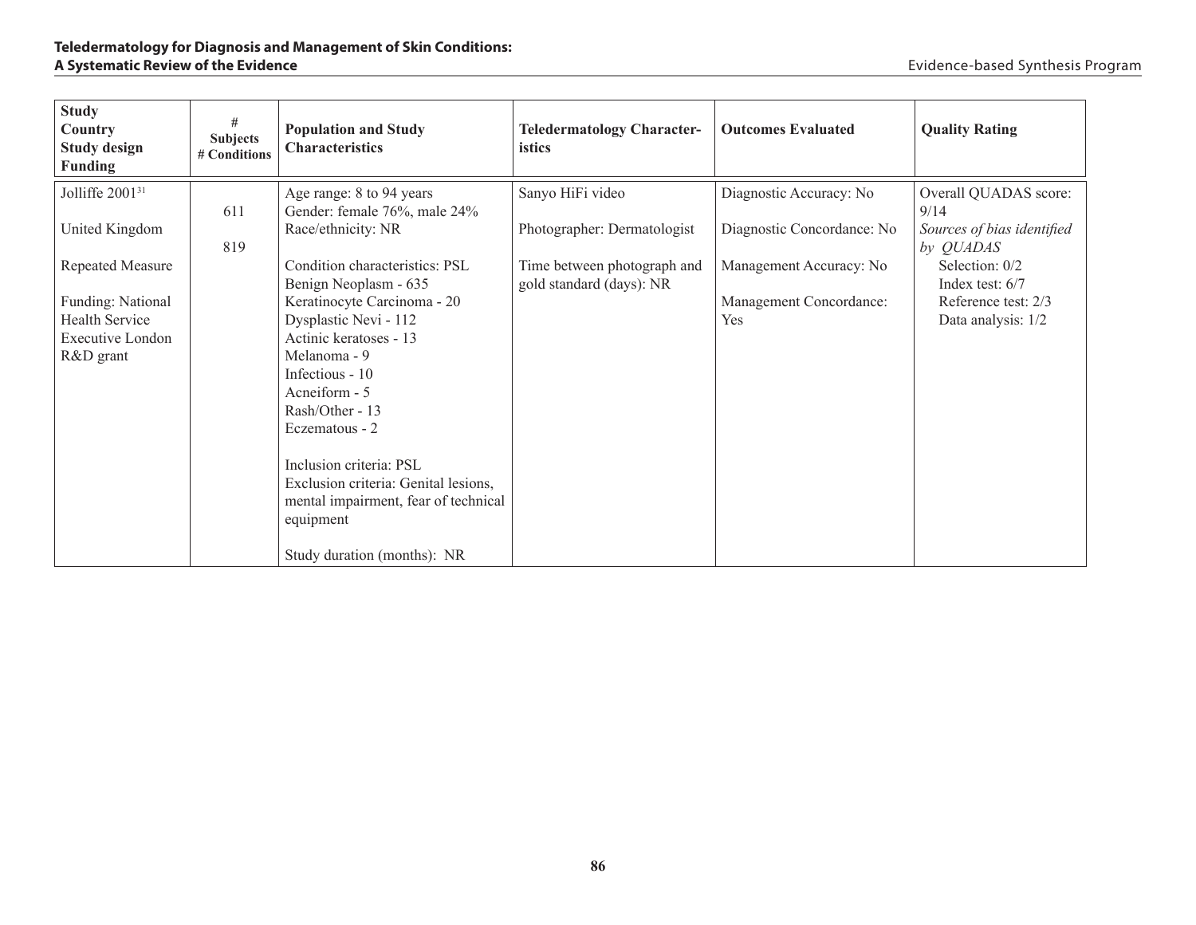| Study<br>Country<br>Study design<br>Funding | #<br>Subjects<br># Conditions | Population and Study Characteristics | Teledermatology Characteristics | Outcomes Evaluated | Quality Rating |
|---|---|---|---|---|---|
| Jolliffe 2001[31]<br><br>United Kingdom<br><br>Repeated Measure<br><br>Funding: National Health Service Executive London R&D grant | 611<br><br>819 | Age range: 8 to 94 years<br>Gender: female 76%, male 24%<br>Race/ethnicity: NR<br><br>Condition characteristics: PSL<br>Benign Neoplasm - 635<br>Keratinocyte Carcinoma - 20<br>Dysplastic Nevi - 112<br>Actinic keratoses - 13<br>Melanoma - 9<br>Infectious - 10<br>Acneiform - 5<br>Rash/Other - 13<br>Eczematous - 2<br><br>Inclusion criteria: PSL<br>Exclusion criteria: Genital lesions, mental impairment, fear of technical equipment<br><br>Study duration (months): NR | Sanyo HiFi video<br><br>Photographer: Dermatologist<br><br>Time between photograph and gold standard (days): NR | Diagnostic Accuracy: No<br><br>Diagnostic Concordance: No<br><br>Management Accuracy: No<br><br>Management Concordance: Yes | Overall QUADAS score: 9/14<br>*Sources of bias identified by QUADAS*<br>Selection: 0/2<br>Index test: 6/7<br>Reference test: 2/3<br>Data analysis: 1/2 |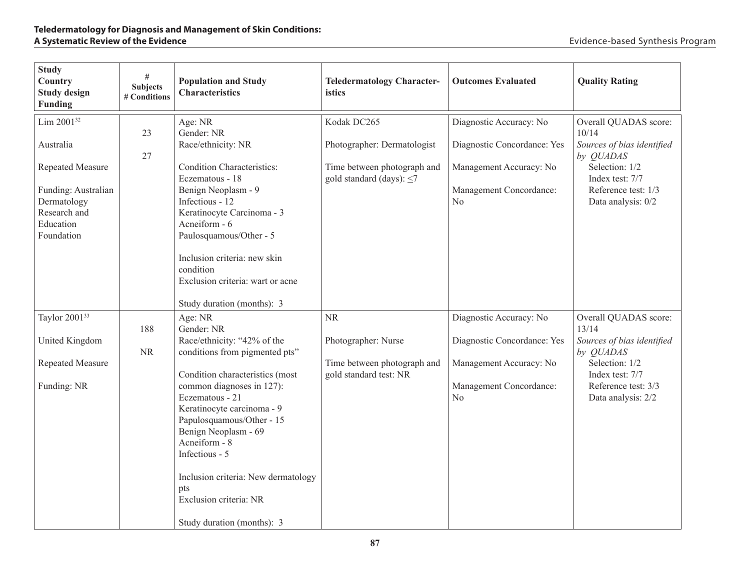| Study<br>Country<br>Study design<br>Funding | #<br>Subjects<br># Conditions | Population and Study Characteristics | Teledermatology Characteristics | Outcomes Evaluated | Quality Rating |
|---|---|---|---|---|---|
| Lim 2001[32]<br><br>Australia<br><br>Repeated Measure<br><br>Funding: Australian Dermatology Research and Education Foundation | 23<br><br>27 | Age: NR<br>Gender: NR<br>Race/ethnicity: NR<br><br>Condition Characteristics:<br>Eczematous - 18<br>Benign Neoplasm - 9<br>Infectious - 12<br>Keratinocyte Carcinoma - 3<br>Acneiform - 6<br>Paulosquamous/Other - 5<br><br>Inclusion criteria: new skin condition<br>Exclusion criteria: wart or acne<br><br>Study duration (months): 3 | Kodak DC265<br><br>Photographer: Dermatologist<br><br>Time between photograph and gold standard (days): $\leq 7$ | Diagnostic Accuracy: No<br><br>Diagnostic Concordance: Yes<br><br>Management Accuracy: No<br><br>Management Concordance: No | Overall QUADAS score: 10/14<br>*Sources of bias identified by QUADAS*<br>Selection: 1/2<br>Index test: 7/7<br>Reference test: 1/3<br>Data analysis: 0/2 |
| Taylor 2001[33]<br><br>United Kingdom<br><br>Repeated Measure<br><br>Funding: NR | 188<br><br>NR | Age: NR<br>Gender: NR<br>Race/ethnicity: "42% of the conditions from pigmented pts"<br><br>Condition characteristics (most common diagnoses in 127):<br>Eczematous - 21<br>Keratinocyte carcinoma - 9<br>Papulosquamous/Other - 15<br>Benign Neoplasm - 69<br>Acneiform - 8<br>Infectious - 5<br><br>Inclusion criteria: New dermatology pts<br>Exclusion criteria: NR<br><br>Study duration (months): 3 | NR<br><br>Photographer: Nurse<br><br>Time between photograph and gold standard test: NR | Diagnostic Accuracy: No<br><br>Diagnostic Concordance: Yes<br><br>Management Accuracy: No<br><br>Management Concordance: No | Overall QUADAS score: 13/14<br>*Sources of bias identified by QUADAS*<br>Selection: 1/2<br>Index test: 7/7<br>Reference test: 3/3<br>Data analysis: 2/2 |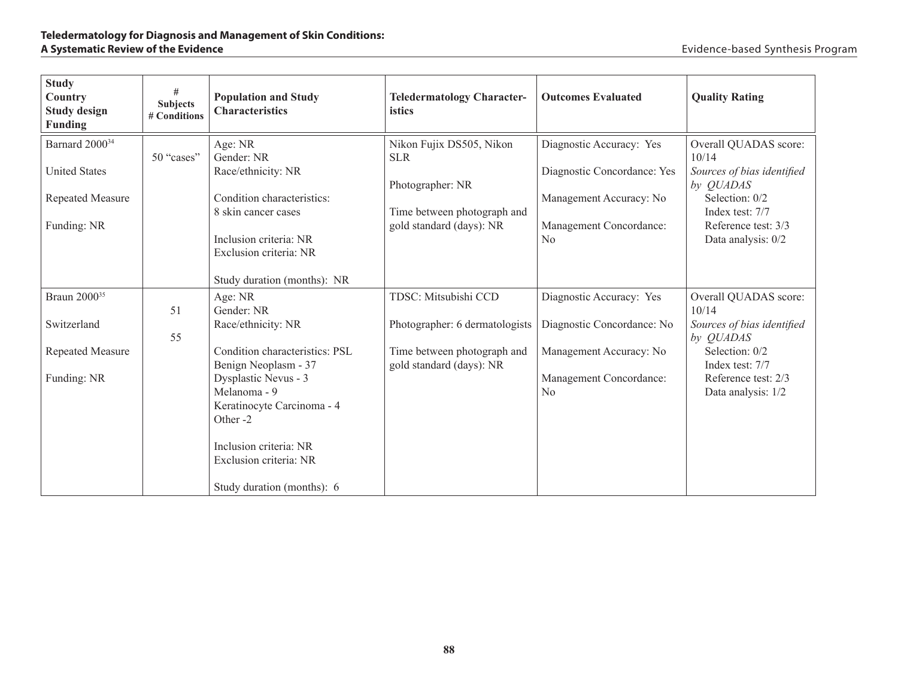| Study<br>Country<br>Study design<br>Funding | #<br>Subjects<br># Conditions | Population and Study Characteristics | Teledermatology Characteristics | Outcomes Evaluated | Quality Rating |
|---|---|---|---|---|---|
| Barnard 2000[34]<br><br>United States<br><br>Repeated Measure<br><br>Funding: NR | 50 "cases" | Age: NR<br>Gender: NR<br>Race/ethnicity: NR<br><br>Condition characteristics:<br>8 skin cancer cases<br><br>Inclusion criteria: NR<br>Exclusion criteria: NR<br><br>Study duration (months): NR | Nikon Fujix DS505, Nikon SLR<br><br>Photographer: NR<br><br>Time between photograph and gold standard (days): NR | Diagnostic Accuracy: Yes<br><br>Diagnostic Concordance: Yes<br><br>Management Accuracy: No<br><br>Management Concordance: No | Overall QUADAS score: 10/14<br>*Sources of bias identified by QUADAS*<br>Selection: 0/2<br>Index test: 7/7<br>Reference test: 3/3<br>Data analysis: 0/2 |
| Braun 2000[35]<br><br>Switzerland<br><br>Repeated Measure<br><br>Funding: NR | 51<br><br>55 | Age: NR<br>Gender: NR<br>Race/ethnicity: NR<br><br>Condition characteristics: PSL<br>Benign Neoplasm - 37<br>Dysplastic Nevus - 3<br>Melanoma - 9<br>Keratinocyte Carcinoma - 4<br>Other -2<br><br>Inclusion criteria: NR<br>Exclusion criteria: NR<br><br>Study duration (months): 6 | TDSC: Mitsubishi CCD<br><br>Photographer: 6 dermatologists<br><br>Time between photograph and gold standard (days): NR | Diagnostic Accuracy: Yes<br><br>Diagnostic Concordance: No<br><br>Management Accuracy: No<br><br>Management Concordance: No | Overall QUADAS score: 10/14<br>*Sources of bias identified by QUADAS*<br>Selection: 0/2<br>Index test: 7/7<br>Reference test: 2/3<br>Data analysis: 1/2 |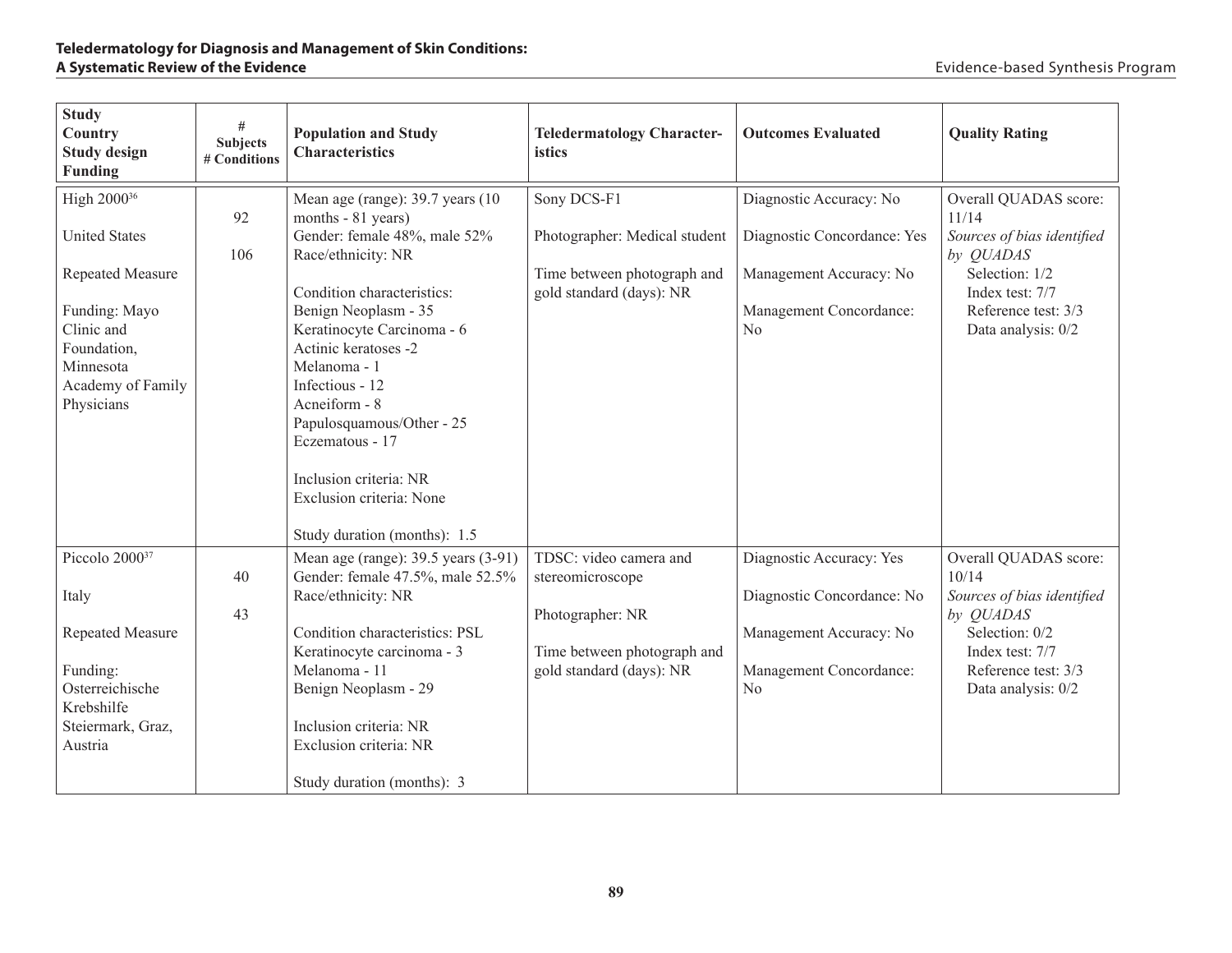| Study<br>Country<br>Study design<br>Funding | #<br>Subjects<br># Conditions | Population and Study Characteristics | Teledermatology Characteristics | Outcomes Evaluated | Quality Rating |
|---|---|---|---|---|---|
| High 2000[36]<br><br>United States<br><br>Repeated Measure<br><br>Funding: Mayo Clinic and Foundation, Minnesota Academy of Family Physicians | 92<br><br>106 | Mean age (range): 39.7 years (10 months - 81 years)<br>Gender: female 48%, male 52%<br>Race/ethnicity: NR<br><br>Condition characteristics:<br>Benign Neoplasm - 35<br>Keratinocyte Carcinoma - 6<br>Actinic keratoses -2<br>Melanoma - 1<br>Infectious - 12<br>Acneiform - 8<br>Papulosquamous/Other - 25<br>Eczematous - 17<br><br>Inclusion criteria: NR<br>Exclusion criteria: None<br><br>Study duration (months): 1.5 | Sony DCS-F1<br><br>Photographer: Medical student<br><br>Time between photograph and gold standard (days): NR | Diagnostic Accuracy: No<br><br>Diagnostic Concordance: Yes<br><br>Management Accuracy: No<br><br>Management Concordance: No | Overall QUADAS score: 11/14<br>*Sources of bias identified by QUADAS*<br>Selection: 1/2<br>Index test: 7/7<br>Reference test: 3/3<br>Data analysis: 0/2 |
| Piccolo 2000[37]<br><br>Italy<br><br>Repeated Measure<br><br>Funding: Osterreichische Krebshilfe Steiermark, Graz, Austria | 40<br><br>43 | Mean age (range): 39.5 years (3-91)<br>Gender: female 47.5%, male 52.5%<br>Race/ethnicity: NR<br><br>Condition characteristics: PSL<br>Keratinocyte carcinoma - 3<br>Melanoma - 11<br>Benign Neoplasm - 29<br><br>Inclusion criteria: NR<br>Exclusion criteria: NR<br><br>Study duration (months): 3 | TDSC: video camera and stereomicroscope<br><br>Photographer: NR<br><br>Time between photograph and gold standard (days): NR | Diagnostic Accuracy: Yes<br><br>Diagnostic Concordance: No<br><br>Management Accuracy: No<br><br>Management Concordance: No | Overall QUADAS score: 10/14<br>*Sources of bias identified by QUADAS*<br>Selection: 0/2<br>Index test: 7/7<br>Reference test: 3/3<br>Data analysis: 0/2 |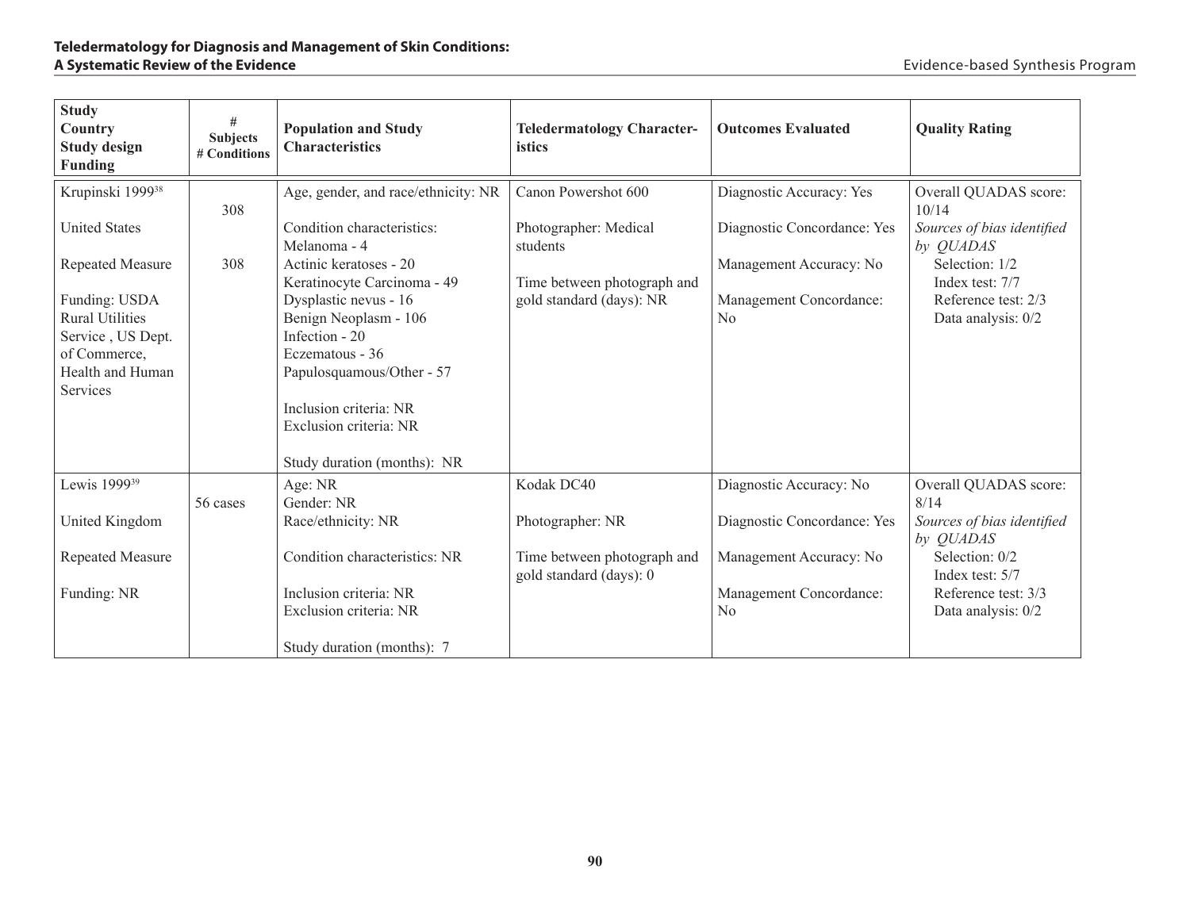| Study<br>Country<br>Study design<br>Funding | #<br>Subjects<br># Conditions | Population and Study Characteristics | Teledermatology Characteristics | Outcomes Evaluated | Quality Rating |
|---|---|---|---|---|---|
| Krupinski 1999[38]<br><br>United States<br><br>Repeated Measure<br><br>Funding: USDA Rural Utilities Service , US Dept. of Commerce, Health and Human Services | 308<br><br>308 | Age, gender, and race/ethnicity: NR<br><br>Condition characteristics:<br>Melanoma - 4<br>Actinic keratoses - 20<br>Keratinocyte Carcinoma - 49<br>Dysplastic nevus - 16<br>Benign Neoplasm - 106<br>Infection - 20<br>Eczematous - 36<br>Papulosquamous/Other - 57<br><br>Inclusion criteria: NR<br>Exclusion criteria: NR<br><br>Study duration (months): NR | Canon Powershot 600<br><br>Photographer: Medical students<br><br>Time between photograph and gold standard (days): NR | Diagnostic Accuracy: Yes<br><br>Diagnostic Concordance: Yes<br><br>Management Accuracy: No<br><br>Management Concordance: No | Overall QUADAS score: 10/14<br>*Sources of bias identified by QUADAS*<br>Selection: 1/2<br>Index test: 7/7<br>Reference test: 2/3<br>Data analysis: 0/2 |
| Lewis 1999[39]<br><br>United Kingdom<br><br>Repeated Measure<br><br>Funding: NR | 56 cases | Age: NR<br>Gender: NR<br>Race/ethnicity: NR<br><br>Condition characteristics: NR<br><br>Inclusion criteria: NR<br>Exclusion criteria: NR<br><br>Study duration (months): 7 | Kodak DC40<br><br>Photographer: NR<br><br>Time between photograph and gold standard (days): 0 | Diagnostic Accuracy: No<br><br>Diagnostic Concordance: Yes<br><br>Management Accuracy: No<br><br>Management Concordance: No | Overall QUADAS score: 8/14<br>*Sources of bias identified by QUADAS*<br>Selection: 0/2<br>Index test: 5/7<br>Reference test: 3/3<br>Data analysis: 0/2 |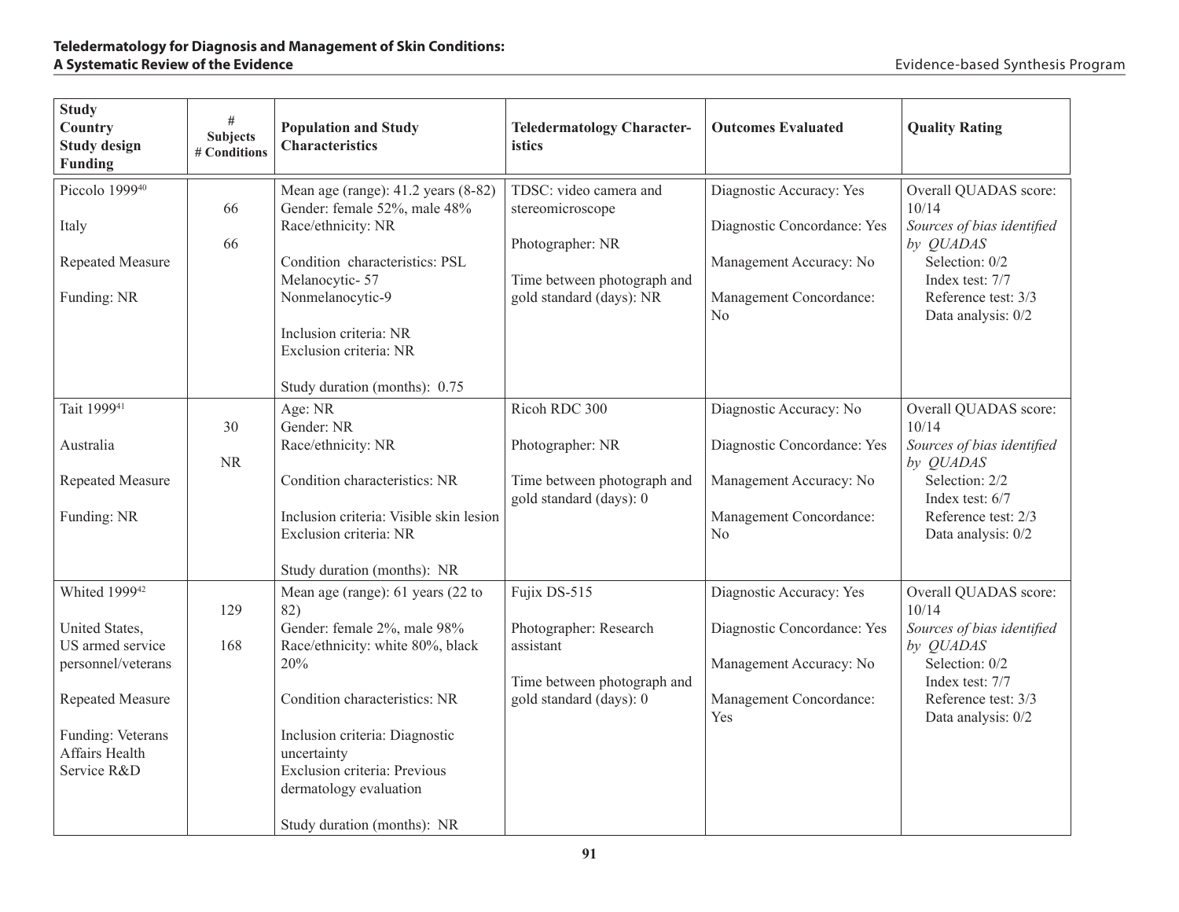| Study<br>Country<br>Study design<br>Funding | #<br>Subjects<br># Conditions | Population and Study Characteristics | Teledermatology Characteristics | Outcomes Evaluated | Quality Rating |
|---|---|---|---|---|---|
| Piccolo 1999[40]<br><br>Italy<br><br>Repeated Measure<br><br>Funding: NR | 66<br><br>66 | Mean age (range): 41.2 years (8-82)<br>Gender: female 52%, male 48%<br>Race/ethnicity: NR<br><br>Condition characteristics: PSL<br>Melanocytic- 57<br>Nonmelanocytic-9<br><br>Inclusion criteria: NR<br>Exclusion criteria: NR<br><br>Study duration (months): 0.75 | TDSC: video camera and stereomicroscope<br><br>Photographer: NR<br><br>Time between photograph and gold standard (days): NR | Diagnostic Accuracy: Yes<br><br>Diagnostic Concordance: Yes<br><br>Management Accuracy: No<br><br>Management Concordance: No | Overall QUADAS score: 10/14<br>*Sources of bias identified by QUADAS*<br>Selection: 0/2<br>Index test: 7/7<br>Reference test: 3/3<br>Data analysis: 0/2 |
| Tait 1999[41]<br><br>Australia<br><br>Repeated Measure<br><br>Funding: NR | 30<br><br>NR | Age: NR<br>Gender: NR<br>Race/ethnicity: NR<br><br>Condition characteristics: NR<br><br>Inclusion criteria: Visible skin lesion<br>Exclusion criteria: NR<br><br>Study duration (months): NR | Ricoh RDC 300<br><br>Photographer: NR<br><br>Time between photograph and gold standard (days): 0 | Diagnostic Accuracy: No<br><br>Diagnostic Concordance: Yes<br><br>Management Accuracy: No<br><br>Management Concordance: No | Overall QUADAS score: 10/14<br>*Sources of bias identified by QUADAS*<br>Selection: 2/2<br>Index test: 6/7<br>Reference test: 2/3<br>Data analysis: 0/2 |
| Whited 1999[42]<br><br>United States, US armed service personnel/veterans<br><br>Repeated Measure<br><br>Funding: Veterans Affairs Health Service R&D | 129<br><br>168 | Mean age (range): 61 years (22 to 82)<br>Gender: female 2%, male 98%<br>Race/ethnicity: white 80%, black 20%<br><br>Condition characteristics: NR<br><br>Inclusion criteria: Diagnostic uncertainty<br>Exclusion criteria: Previous dermatology evaluation<br><br>Study duration (months): NR | Fujix DS-515<br><br>Photographer: Research assistant<br><br>Time between photograph and gold standard (days): 0 | Diagnostic Accuracy: Yes<br><br>Diagnostic Concordance: Yes<br><br>Management Accuracy: No<br><br>Management Concordance: Yes | Overall QUADAS score: 10/14<br>*Sources of bias identified by QUADAS*<br>Selection: 0/2<br>Index test: 7/7<br>Reference test: 3/3<br>Data analysis: 0/2 |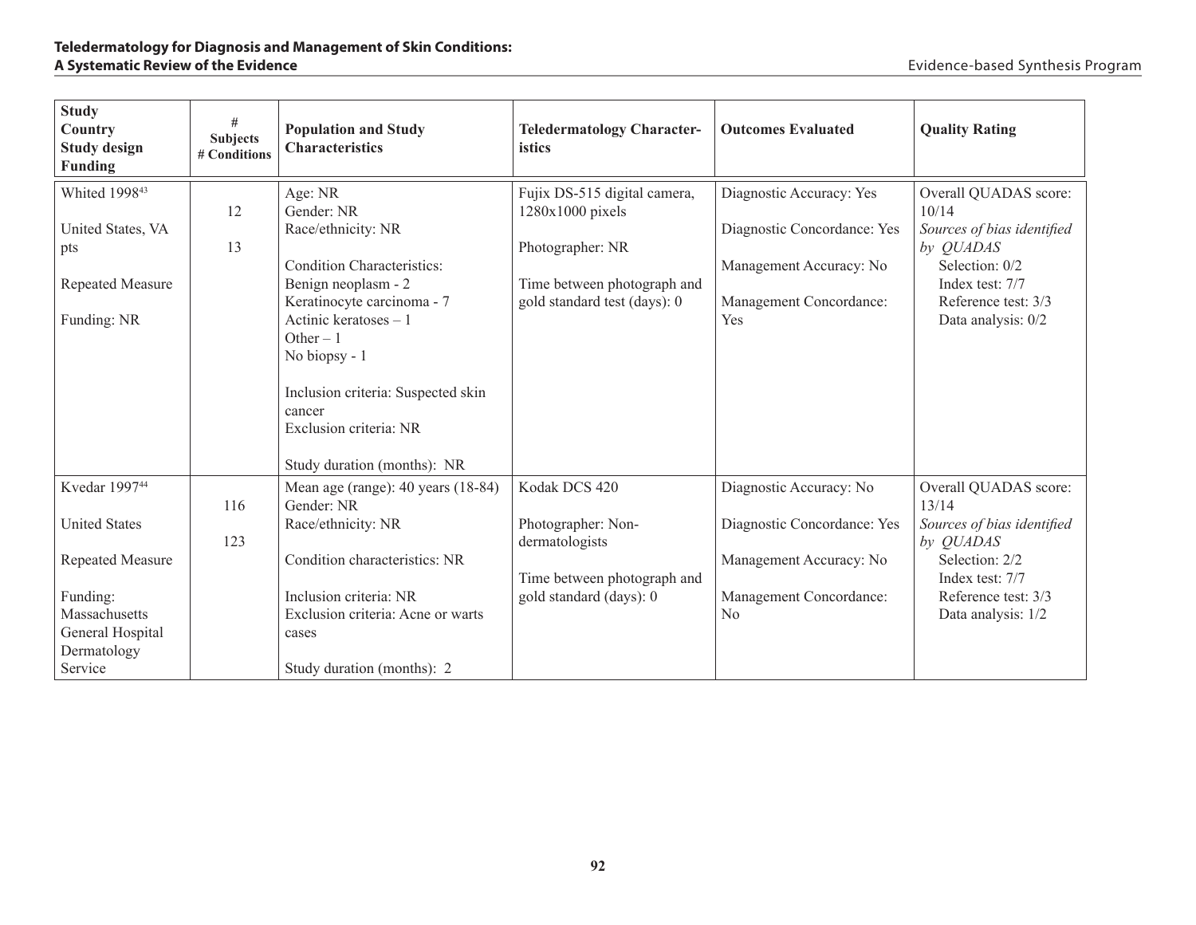| Study<br>Country<br>Study design<br>Funding | #<br>Subjects<br># Conditions | Population and Study Characteristics | Teledermatology Characteristics | Outcomes Evaluated | Quality Rating |
|---|---|---|---|---|---|
| Whited 1998[43]<br><br>United States, VA pts<br><br>Repeated Measure<br><br>Funding: NR | 12<br><br>13 | Age: NR<br>Gender: NR<br>Race/ethnicity: NR<br><br>Condition Characteristics:<br>Benign neoplasm - 2<br>Keratinocyte carcinoma - 7<br>Actinic keratoses – 1<br>Other – 1<br>No biopsy - 1<br><br>Inclusion criteria: Suspected skin cancer<br>Exclusion criteria: NR<br><br>Study duration (months): NR | Fujix DS-515 digital camera, 1280x1000 pixels<br><br>Photographer: NR<br><br>Time between photograph and gold standard test (days): 0 | Diagnostic Accuracy: Yes<br><br>Diagnostic Concordance: Yes<br><br>Management Accuracy: No<br><br>Management Concordance: Yes | Overall QUADAS score: 10/14<br>*Sources of bias identified by QUADAS*<br>Selection: 0/2<br>Index test: 7/7<br>Reference test: 3/3<br>Data analysis: 0/2 |
| Kvedar 1997[44]<br><br>United States<br><br>Repeated Measure<br><br>Funding: Massachusetts General Hospital Dermatology Service | 116<br><br>123 | Mean age (range): 40 years (18-84)<br>Gender: NR<br>Race/ethnicity: NR<br><br>Condition characteristics: NR<br><br>Inclusion criteria: NR<br>Exclusion criteria: Acne or warts cases<br><br>Study duration (months): 2 | Kodak DCS 420<br><br>Photographer: Non-dermatologists<br><br>Time between photograph and gold standard (days): 0 | Diagnostic Accuracy: No<br><br>Diagnostic Concordance: Yes<br><br>Management Accuracy: No<br><br>Management Concordance: No | Overall QUADAS score: 13/14<br>*Sources of bias identified by QUADAS*<br>Selection: 2/2<br>Index test: 7/7<br>Reference test: 3/3<br>Data analysis: 1/2 |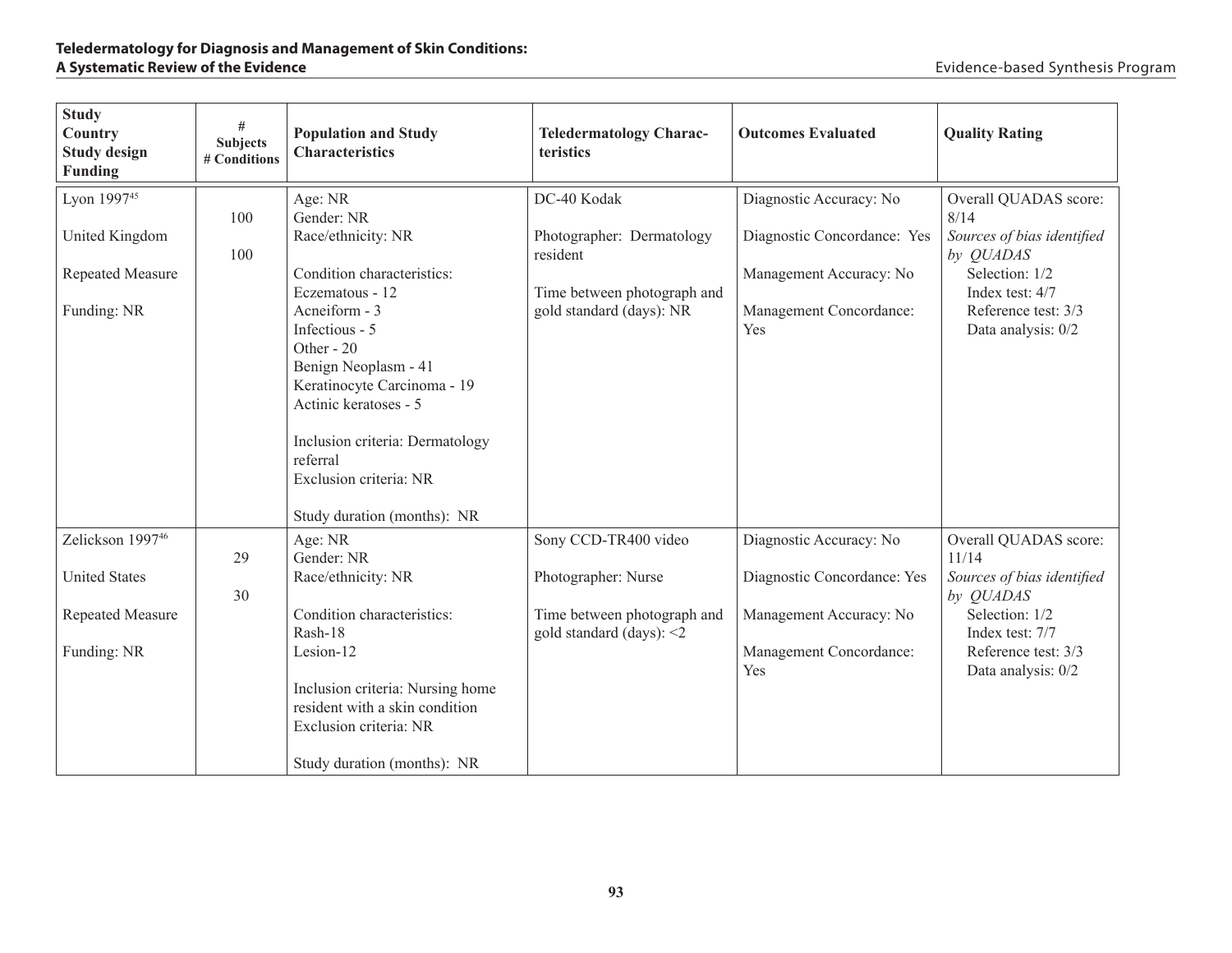| Study<br>Country<br>Study design<br>Funding | #<br>Subjects<br># Conditions | Population and Study Characteristics | Teledermatology Characteristics | Outcomes Evaluated | Quality Rating |
|---|---|---|---|---|---|
| Lyon 1997[45]<br><br>United Kingdom<br><br>Repeated Measure<br><br>Funding: NR | 100<br><br>100 | Age: NR<br>Gender: NR<br>Race/ethnicity: NR<br><br>Condition characteristics:<br>Eczematous - 12<br>Acneiform - 3<br>Infectious - 5<br>Other - 20<br>Benign Neoplasm - 41<br>Keratinocyte Carcinoma - 19<br>Actinic keratoses - 5<br><br>Inclusion criteria: Dermatology referral<br>Exclusion criteria: NR<br><br>Study duration (months): NR | DC-40 Kodak<br><br>Photographer: Dermatology resident<br><br>Time between photograph and gold standard (days): NR | Diagnostic Accuracy: No<br><br>Diagnostic Concordance: Yes<br><br>Management Accuracy: No<br><br>Management Concordance: Yes | Overall QUADAS score: 8/14<br>*Sources of bias identified by QUADAS*<br>Selection: 1/2<br>Index test: 4/7<br>Reference test: 3/3<br>Data analysis: 0/2 |
| Zelickson 1997[46]<br><br>United States<br><br>Repeated Measure<br><br>Funding: NR | 29<br><br>30 | Age: NR<br>Gender: NR<br>Race/ethnicity: NR<br><br>Condition characteristics:<br>Rash-18<br>Lesion-12<br><br>Inclusion criteria: Nursing home resident with a skin condition<br>Exclusion criteria: NR<br><br>Study duration (months): NR | Sony CCD-TR400 video<br><br>Photographer: Nurse<br><br>Time between photograph and gold standard (days): <2 | Diagnostic Accuracy: No<br><br>Diagnostic Concordance: Yes<br><br>Management Accuracy: No<br><br>Management Concordance: Yes | Overall QUADAS score: 11/14<br>*Sources of bias identified by QUADAS*<br>Selection: 1/2<br>Index test: 7/7<br>Reference test: 3/3<br>Data analysis: 0/2 |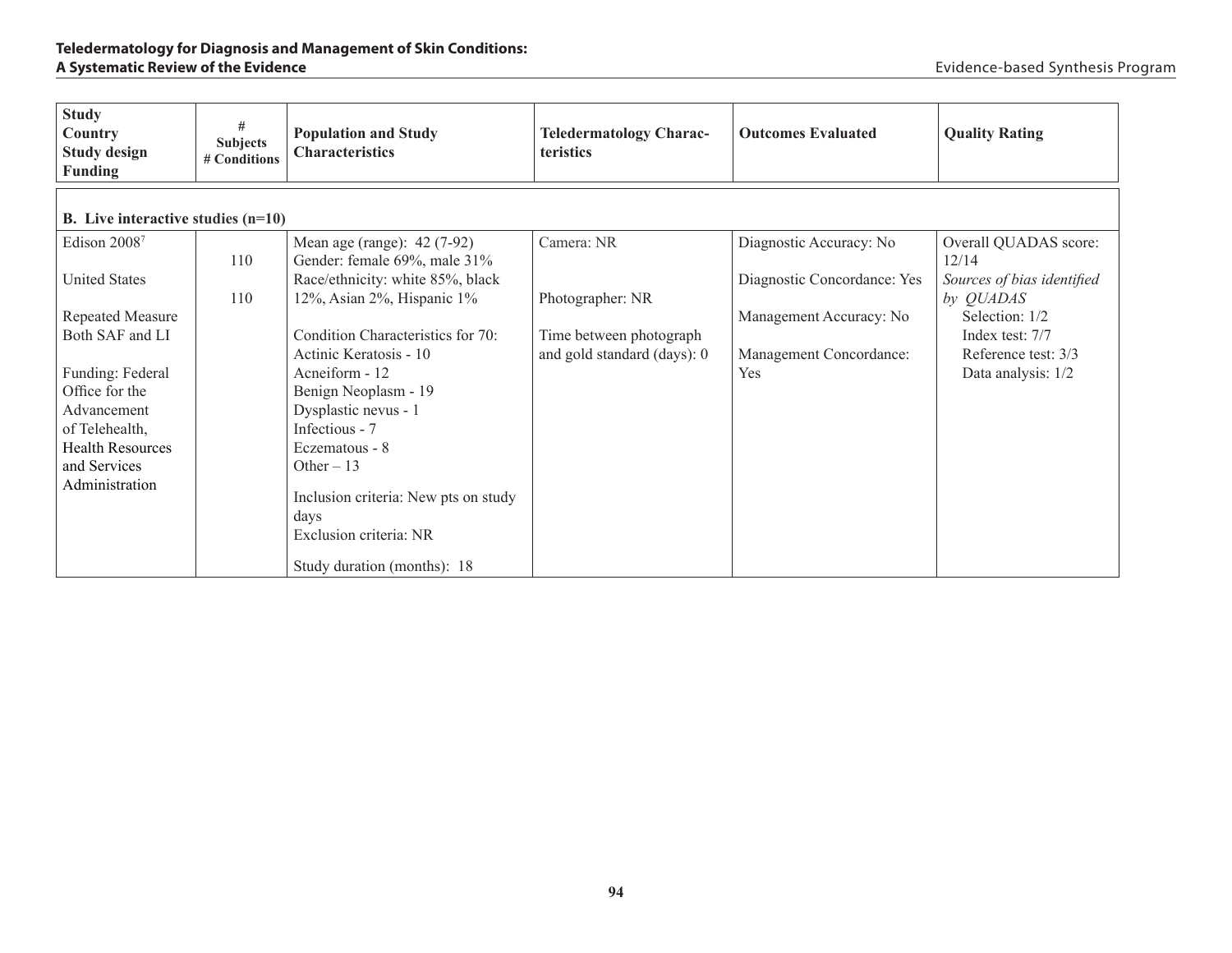| Study<br>Country<br>Study design<br>Funding | #<br>Subjects<br># Conditions | Population and Study Characteristics | Teledermatology Characteristics | Outcomes Evaluated | Quality Rating |
|---|---|---|---|---|---|
| **B. Live interactive studies (n=10)** | | | | | |
| Edison 2008[7]<br><br>United States<br><br>Repeated Measure Both SAF and LI<br><br>Funding: Federal Office for the Advancement of Telehealth, Health Resources and Services Administration | 110<br><br>110 | Mean age (range): 42 (7-92)<br>Gender: female 69%, male 31%<br>Race/ethnicity: white 85%, black 12%, Asian 2%, Hispanic 1%<br><br>Condition Characteristics for 70:<br>Actinic Keratosis - 10<br>Acneiform - 12<br>Benign Neoplasm - 19<br>Dysplastic nevus - 1<br>Infectious - 7<br>Eczematous - 8<br>Other – 13<br><br>Inclusion criteria: New pts on study days<br>Exclusion criteria: NR<br><br>Study duration (months): 18 | Camera: NR<br><br>Photographer: NR<br><br>Time between photograph and gold standard (days): 0 | Diagnostic Accuracy: No<br><br>Diagnostic Concordance: Yes<br><br>Management Accuracy: No<br><br>Management Concordance: Yes | Overall QUADAS score: 12/14<br>*Sources of bias identified by QUADAS*<br>Selection: 1/2<br>Index test: 7/7<br>Reference test: 3/3<br>Data analysis: 1/2 |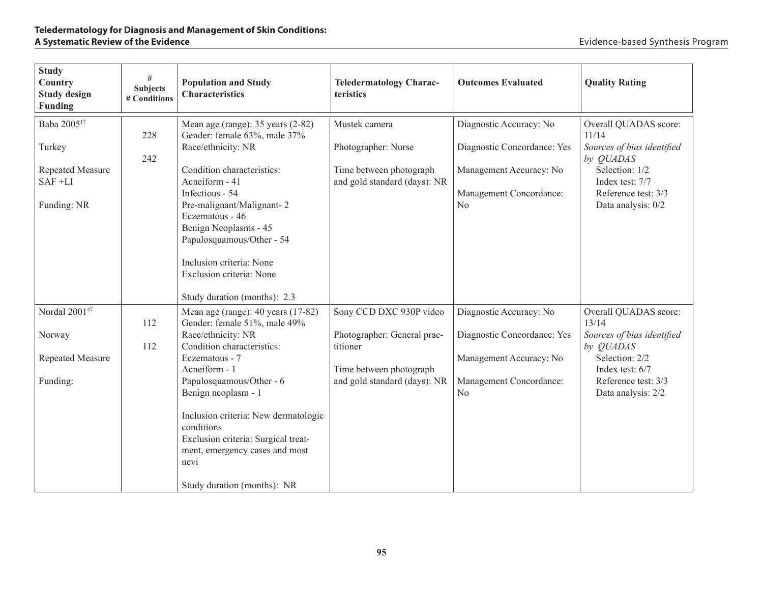| Study<br>Country<br>Study design<br>Funding | #<br>Subjects<br># Conditions | Population and Study Characteristics | Teledermatology Characteristics | Outcomes Evaluated | Quality Rating |
|---|---|---|---|---|---|
| Baba 2005[17]<br><br>Turkey<br><br>Repeated Measure<br>SAF +LI<br><br>Funding: NR | 228<br><br>242 | Mean age (range): 35 years (2-82)<br>Gender: female 63%, male 37%<br>Race/ethnicity: NR<br><br>Condition characteristics:<br>Acneiform - 41<br>Infectious - 54<br>Pre-malignant/Malignant- 2<br>Eczematous - 46<br>Benign Neoplasms - 45<br>Papulosquamous/Other - 54<br><br>Inclusion criteria: None<br>Exclusion criteria: None<br><br>Study duration (months): 2.3 | Mustek camera<br><br>Photographer: Nurse<br><br>Time between photograph and gold standard (days): NR | Diagnostic Accuracy: No<br><br>Diagnostic Concordance: Yes<br><br>Management Accuracy: No<br><br>Management Concordance: No | Overall QUADAS score: 11/14<br>*Sources of bias identified by QUADAS*<br>Selection: 1/2<br>Index test: 7/7<br>Reference test: 3/3<br>Data analysis: 0/2 |
| Nordal 2001[47]<br><br>Norway<br><br>Repeated Measure<br><br>Funding: | 112<br><br>112 | Mean age (range): 40 years (17-82)<br>Gender: female 51%, male 49%<br>Race/ethnicity: NR<br>Condition characteristics:<br>Eczematous - 7<br>Acneiform - 1<br>Papulosquamous/Other - 6<br>Benign neoplasm - 1<br><br>Inclusion criteria: New dermatologic conditions<br>Exclusion criteria: Surgical treatment, emergency cases and most nevi<br><br>Study duration (months): NR | Sony CCD DXC 930P video<br><br>Photographer: General practitioner<br><br>Time between photograph and gold standard (days): NR | Diagnostic Accuracy: No<br><br>Diagnostic Concordance: Yes<br><br>Management Accuracy: No<br><br>Management Concordance: No | Overall QUADAS score: 13/14<br>*Sources of bias identified by QUADAS*<br>Selection: 2/2<br>Index test: 6/7<br>Reference test: 3/3<br>Data analysis: 2/2 |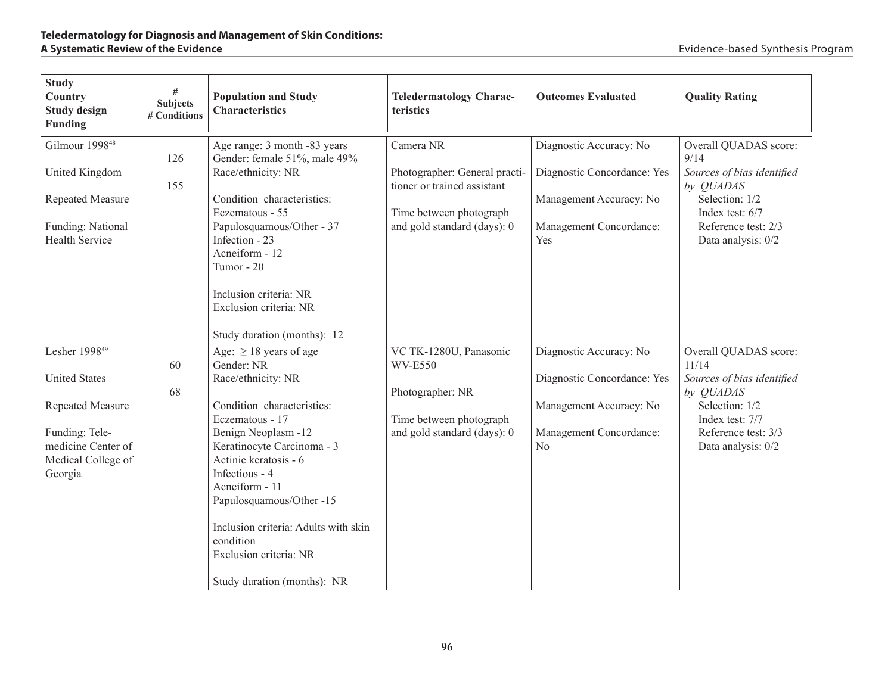| Study<br>Country<br>Study design<br>Funding | #<br>Subjects<br># Conditions | Population and Study Characteristics | Teledermatology Characteristics | Outcomes Evaluated | Quality Rating |
|---|---|---|---|---|---|
| Gilmour 1998[48]<br><br>United Kingdom<br><br>Repeated Measure<br><br>Funding: National Health Service | 126<br><br>155 | Age range: 3 month -83 years<br>Gender: female 51%, male 49%<br>Race/ethnicity: NR<br><br>Condition characteristics:<br>Eczematous - 55<br>Papulosquamous/Other - 37<br>Infection - 23<br>Acneiform - 12<br>Tumor - 20<br><br>Inclusion criteria: NR<br>Exclusion criteria: NR<br><br>Study duration (months): 12 | Camera NR<br><br>Photographer: General practitioner or trained assistant<br><br>Time between photograph and gold standard (days): 0 | Diagnostic Accuracy: No<br><br>Diagnostic Concordance: Yes<br><br>Management Accuracy: No<br><br>Management Concordance: Yes | Overall QUADAS score: 9/14<br>*Sources of bias identified by QUADAS*<br>Selection: 1/2<br>Index test: 6/7<br>Reference test: 2/3<br>Data analysis: 0/2 |
| Lesher 1998[49]<br><br>United States<br><br>Repeated Measure<br><br>Funding: Telemedicine Center of Medical College of Georgia | 60<br><br>68 | Age: ≥ 18 years of age<br>Gender: NR<br>Race/ethnicity: NR<br><br>Condition characteristics:<br>Eczematous - 17<br>Benign Neoplasm -12<br>Keratinocyte Carcinoma - 3<br>Actinic keratosis - 6<br>Infectious - 4<br>Acneiform - 11<br>Papulosquamous/Other -15<br><br>Inclusion criteria: Adults with skin condition<br>Exclusion criteria: NR<br><br>Study duration (months): NR | VC TK-1280U, Panasonic WV-E550<br><br>Photographer: NR<br><br>Time between photograph and gold standard (days): 0 | Diagnostic Accuracy: No<br><br>Diagnostic Concordance: Yes<br><br>Management Accuracy: No<br><br>Management Concordance: No | Overall QUADAS score: 11/14<br>*Sources of bias identified by QUADAS*<br>Selection: 1/2<br>Index test: 7/7<br>Reference test: 3/3<br>Data analysis: 0/2 |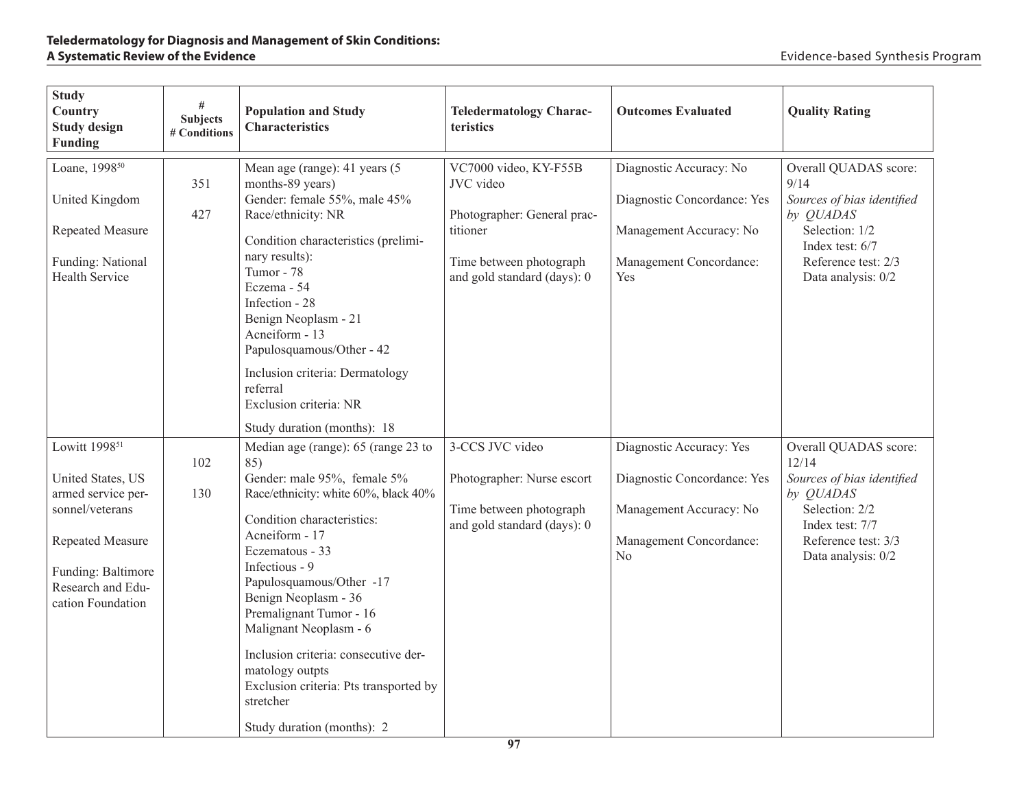| Study<br>Country<br>Study design<br>Funding | #<br>Subjects<br># Conditions | Population and Study Characteristics | Teledermatology Characteristics | Outcomes Evaluated | Quality Rating |
|---|---|---|---|---|---|
| Loane, 1998[50]<br><br>United Kingdom<br><br>Repeated Measure<br><br>Funding: National Health Service | 351<br><br>427 | Mean age (range): 41 years (5 months-89 years)<br>Gender: female 55%, male 45%<br>Race/ethnicity: NR<br><br>Condition characteristics (preliminary results):<br>Tumor - 78<br>Eczema - 54<br>Infection - 28<br>Benign Neoplasm - 21<br>Acneiform - 13<br>Papulosquamous/Other - 42<br><br>Inclusion criteria: Dermatology referral<br>Exclusion criteria: NR<br><br>Study duration (months): 18 | VC7000 video, KY-F55B JVC video<br><br>Photographer: General practitioner<br><br>Time between photograph and gold standard (days): 0 | Diagnostic Accuracy: No<br><br>Diagnostic Concordance: Yes<br><br>Management Accuracy: No<br><br>Management Concordance: Yes | Overall QUADAS score: 9/14<br>*Sources of bias identified by QUADAS*<br>Selection: 1/2<br>Index test: 6/7<br>Reference test: 2/3<br>Data analysis: 0/2 |
| Lowitt 1998[51]<br><br>United States, US armed service personnel/veterans<br><br>Repeated Measure<br><br>Funding: Baltimore Research and Education Foundation | 102<br><br>130 | Median age (range): 65 (range 23 to 85)<br>Gender: male 95%, female 5%<br>Race/ethnicity: white 60%, black 40%<br><br>Condition characteristics:<br>Acneiform - 17<br>Eczematous - 33<br>Infectious - 9<br>Papulosquamous/Other - 17<br>Benign Neoplasm - 36<br>Premalignant Tumor - 16<br>Malignant Neoplasm - 6<br><br>Inclusion criteria: consecutive dermatology outpts<br>Exclusion criteria: Pts transported by stretcher<br><br>Study duration (months): 2 | 3-CCS JVC video<br><br>Photographer: Nurse escort<br><br>Time between photograph and gold standard (days): 0 | Diagnostic Accuracy: Yes<br><br>Diagnostic Concordance: Yes<br><br>Management Accuracy: No<br><br>Management Concordance: No | Overall QUADAS score: 12/14<br>*Sources of bias identified by QUADAS*<br>Selection: 2/2<br>Index test: 7/7<br>Reference test: 3/3<br>Data analysis: 0/2 |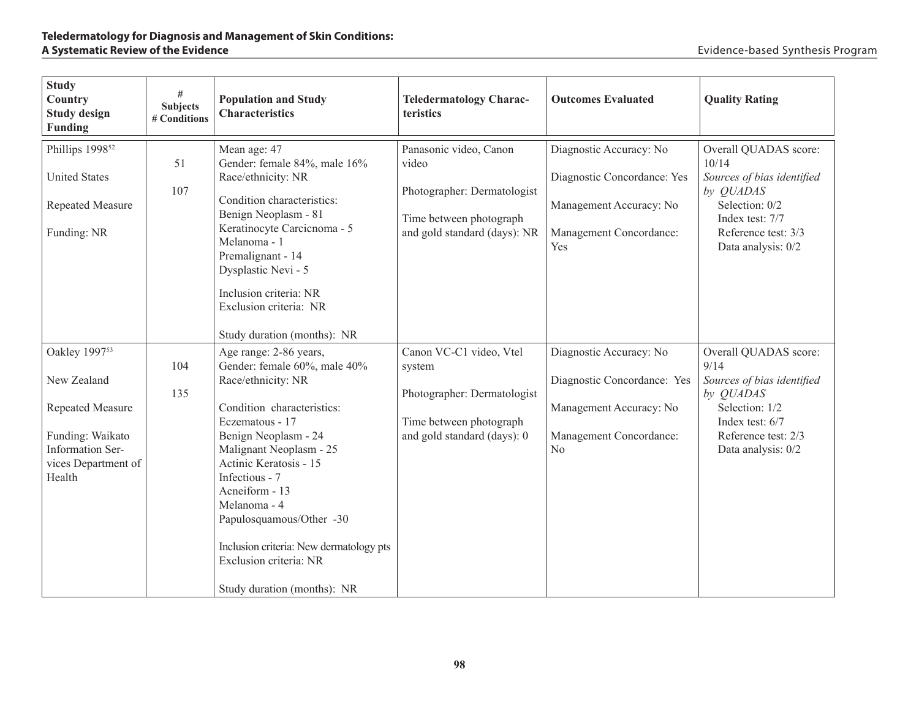| Study<br>Country<br>Study design<br>Funding | #<br>Subjects<br># Conditions | Population and Study Characteristics | Teledermatology Characteristics | Outcomes Evaluated | Quality Rating |
|---|---|---|---|---|---|
| Phillips 1998[52]<br><br>United States<br><br>Repeated Measure<br><br>Funding: NR | 51<br><br>107 | Mean age: 47<br>Gender: female 84%, male 16%<br>Race/ethnicity: NR<br><br>Condition characteristics:<br>Benign Neoplasm - 81<br>Keratinocyte Carcicnoma - 5<br>Melanoma - 1<br>Premalignant - 14<br>Dysplastic Nevi - 5<br><br>Inclusion criteria: NR<br>Exclusion criteria: NR<br><br>Study duration (months): NR | Panasonic video, Canon video<br><br>Photographer: Dermatologist<br><br>Time between photograph and gold standard (days): NR | Diagnostic Accuracy: No<br><br>Diagnostic Concordance: Yes<br><br>Management Accuracy: No<br><br>Management Concordance: Yes | Overall QUADAS score: 10/14<br>*Sources of bias identified by QUADAS*<br>Selection: 0/2<br>Index test: 7/7<br>Reference test: 3/3<br>Data analysis: 0/2 |
| Oakley 1997[53]<br><br>New Zealand<br><br>Repeated Measure<br><br>Funding: Waikato Information Services Department of Health | 104<br><br>135 | Age range: 2-86 years,<br>Gender: female 60%, male 40%<br>Race/ethnicity: NR<br><br>Condition characteristics:<br>Eczematous - 17<br>Benign Neoplasm - 24<br>Malignant Neoplasm - 25<br>Actinic Keratosis - 15<br>Infectious - 7<br>Acneiform - 13<br>Melanoma - 4<br>Papulosquamous/Other -30<br><br>Inclusion criteria: New dermatology pts<br>Exclusion criteria: NR<br><br>Study duration (months): NR | Canon VC-C1 video, Vtel system<br><br>Photographer: Dermatologist<br><br>Time between photograph and gold standard (days): 0 | Diagnostic Accuracy: No<br><br>Diagnostic Concordance: Yes<br><br>Management Accuracy: No<br><br>Management Concordance: No | Overall QUADAS score: 9/14<br>*Sources of bias identified by QUADAS*<br>Selection: 1/2<br>Index test: 6/7<br>Reference test: 2/3<br>Data analysis: 0/2 |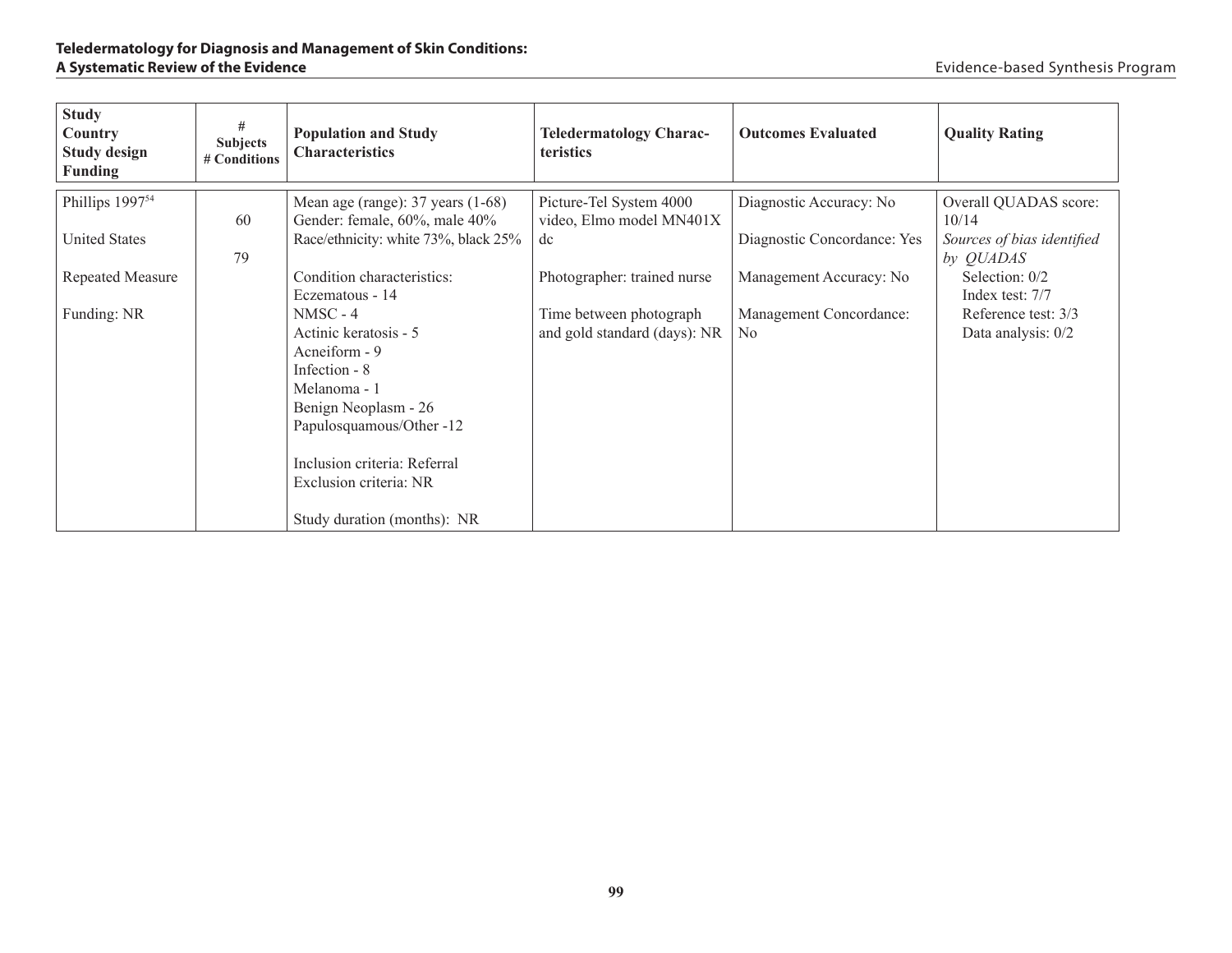| Study<br>Country<br>Study design<br>Funding | #<br>Subjects<br># Conditions | Population and Study Characteristics | Teledermatology Characteristics | Outcomes Evaluated | Quality Rating |
|---|---|---|---|---|---|
| Phillips 1997[54]<br><br>United States<br><br>Repeated Measure<br><br>Funding: NR | 60<br><br>79 | Mean age (range): 37 years (1-68)<br>Gender: female, 60%, male 40%<br>Race/ethnicity: white 73%, black 25%<br><br>Condition characteristics:<br>Eczematous - 14<br>NMSC - 4<br>Actinic keratosis - 5<br>Acneiform - 9<br>Infection - 8<br>Melanoma - 1<br>Benign Neoplasm - 26<br>Papulosquamous/Other -12<br><br>Inclusion criteria: Referral<br>Exclusion criteria: NR<br><br>Study duration (months): NR | Picture-Tel System 4000 video, Elmo model MN401X dc<br><br>Photographer: trained nurse<br><br>Time between photograph and gold standard (days): NR | Diagnostic Accuracy: No<br><br>Diagnostic Concordance: Yes<br><br>Management Accuracy: No<br><br>Management Concordance: No | Overall QUADAS score: 10/14<br>*Sources of bias identified by QUADAS*<br>Selection: 0/2<br>Index test: 7/7<br>Reference test: 3/3<br>Data analysis: 0/2 |